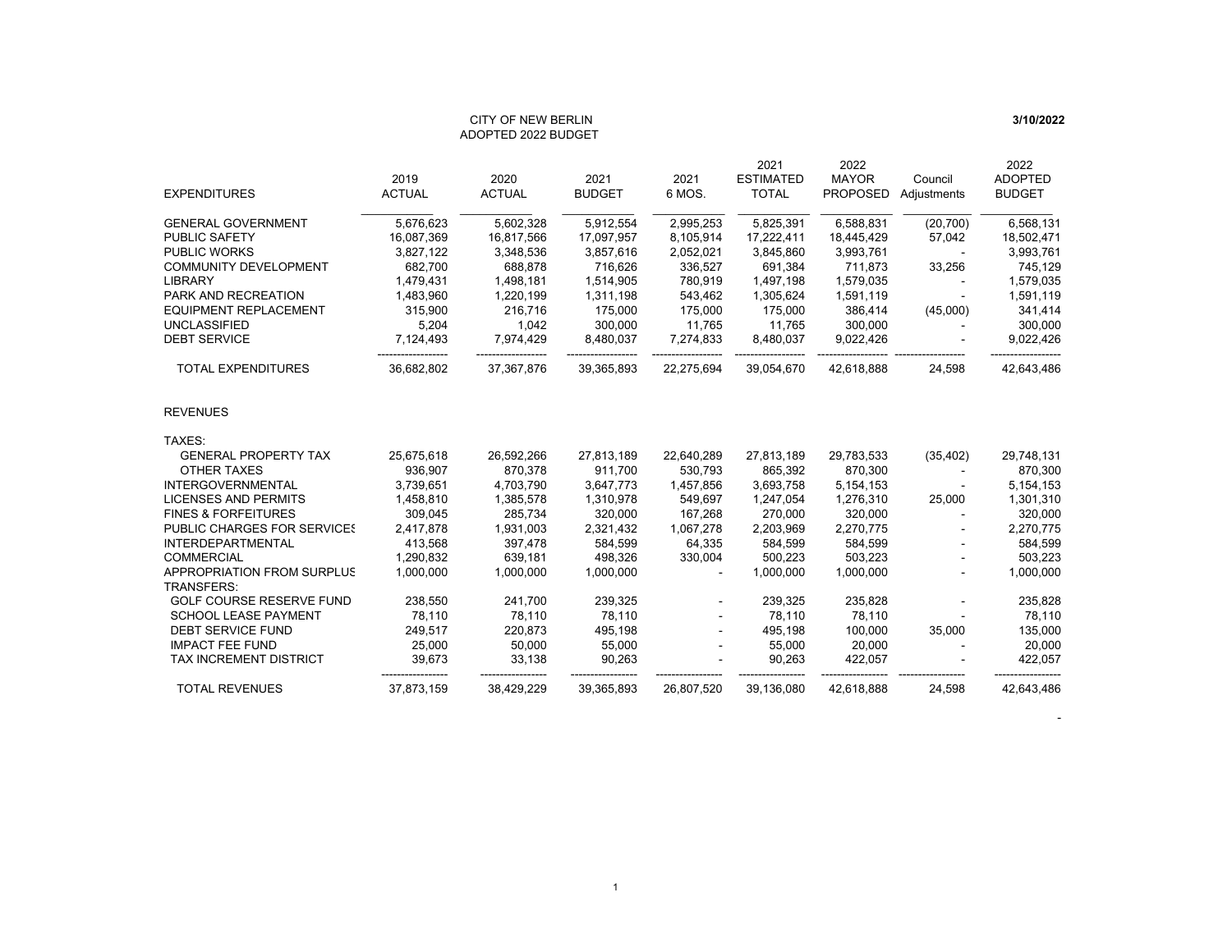CITY OF NEW BERLIN
ADOPTED 2022 BUDGET

3/10/2022

| EXPENDITURES | 2019 ACTUAL | 2020 ACTUAL | 2021 BUDGET | 2021 6 MOS. | 2021 ESTIMATED TOTAL | 2022 MAYOR PROPOSED | Council Adjustments | 2022 ADOPTED BUDGET |
|---|---|---|---|---|---|---|---|---|
| GENERAL GOVERNMENT | 5,676,623 | 5,602,328 | 5,912,554 | 2,995,253 | 5,825,391 | 6,588,831 | (20,700) | 6,568,131 |
| PUBLIC SAFETY | 16,087,369 | 16,817,566 | 17,097,957 | 8,105,914 | 17,222,411 | 18,445,429 | 57,042 | 18,502,471 |
| PUBLIC WORKS | 3,827,122 | 3,348,536 | 3,857,616 | 2,052,021 | 3,845,860 | 3,993,761 | - | 3,993,761 |
| COMMUNITY DEVELOPMENT | 682,700 | 688,878 | 716,626 | 336,527 | 691,384 | 711,873 | 33,256 | 745,129 |
| LIBRARY | 1,479,431 | 1,498,181 | 1,514,905 | 780,919 | 1,497,198 | 1,579,035 | - | 1,579,035 |
| PARK AND RECREATION | 1,483,960 | 1,220,199 | 1,311,198 | 543,462 | 1,305,624 | 1,591,119 | - | 1,591,119 |
| EQUIPMENT REPLACEMENT | 315,900 | 216,716 | 175,000 | 175,000 | 175,000 | 386,414 | (45,000) | 341,414 |
| UNCLASSIFIED | 5,204 | 1,042 | 300,000 | 11,765 | 11,765 | 300,000 | - | 300,000 |
| DEBT SERVICE | 7,124,493 | 7,974,429 | 8,480,037 | 7,274,833 | 8,480,037 | 9,022,426 | - | 9,022,426 |
| TOTAL EXPENDITURES | 36,682,802 | 37,367,876 | 39,365,893 | 22,275,694 | 39,054,670 | 42,618,888 | 24,598 | 42,643,486 |

| REVENUES | 2019 ACTUAL | 2020 ACTUAL | 2021 BUDGET | 2021 6 MOS. | 2021 ESTIMATED TOTAL | 2022 MAYOR PROPOSED | Council Adjustments | 2022 ADOPTED BUDGET |
|---|---|---|---|---|---|---|---|---|
| TAXES: | | | | | | | | |
| GENERAL PROPERTY TAX | 25,675,618 | 26,592,266 | 27,813,189 | 22,640,289 | 27,813,189 | 29,783,533 | (35,402) | 29,748,131 |
| OTHER TAXES | 936,907 | 870,378 | 911,700 | 530,793 | 865,392 | 870,300 | - | 870,300 |
| INTERGOVERNMENTAL | 3,739,651 | 4,703,790 | 3,647,773 | 1,457,856 | 3,693,758 | 5,154,153 | - | 5,154,153 |
| LICENSES AND PERMITS | 1,458,810 | 1,385,578 | 1,310,978 | 549,697 | 1,247,054 | 1,276,310 | 25,000 | 1,301,310 |
| FINES & FORFEITURES | 309,045 | 285,734 | 320,000 | 167,268 | 270,000 | 320,000 | - | 320,000 |
| PUBLIC CHARGES FOR SERVICES | 2,417,878 | 1,931,003 | 2,321,432 | 1,067,278 | 2,203,969 | 2,270,775 | - | 2,270,775 |
| INTERDEPARTMENTAL | 413,568 | 397,478 | 584,599 | 64,335 | 584,599 | 584,599 | - | 584,599 |
| COMMERCIAL | 1,290,832 | 639,181 | 498,326 | 330,004 | 500,223 | 503,223 | - | 503,223 |
| APPROPRIATION FROM SURPLUS | 1,000,000 | 1,000,000 | 1,000,000 | - | 1,000,000 | 1,000,000 | - | 1,000,000 |
| TRANSFERS: | | | | | | | | |
| GOLF COURSE RESERVE FUND | 238,550 | 241,700 | 239,325 | - | 239,325 | 235,828 | - | 235,828 |
| SCHOOL LEASE PAYMENT | 78,110 | 78,110 | 78,110 | - | 78,110 | 78,110 | - | 78,110 |
| DEBT SERVICE FUND | 249,517 | 220,873 | 495,198 | - | 495,198 | 100,000 | 35,000 | 135,000 |
| IMPACT FEE FUND | 25,000 | 50,000 | 55,000 | - | 55,000 | 20,000 | - | 20,000 |
| TAX INCREMENT DISTRICT | 39,673 | 33,138 | 90,263 | - | 90,263 | 422,057 | - | 422,057 |
| TOTAL REVENUES | 37,873,159 | 38,429,229 | 39,365,893 | 26,807,520 | 39,136,080 | 42,618,888 | 24,598 | 42,643,486 |

-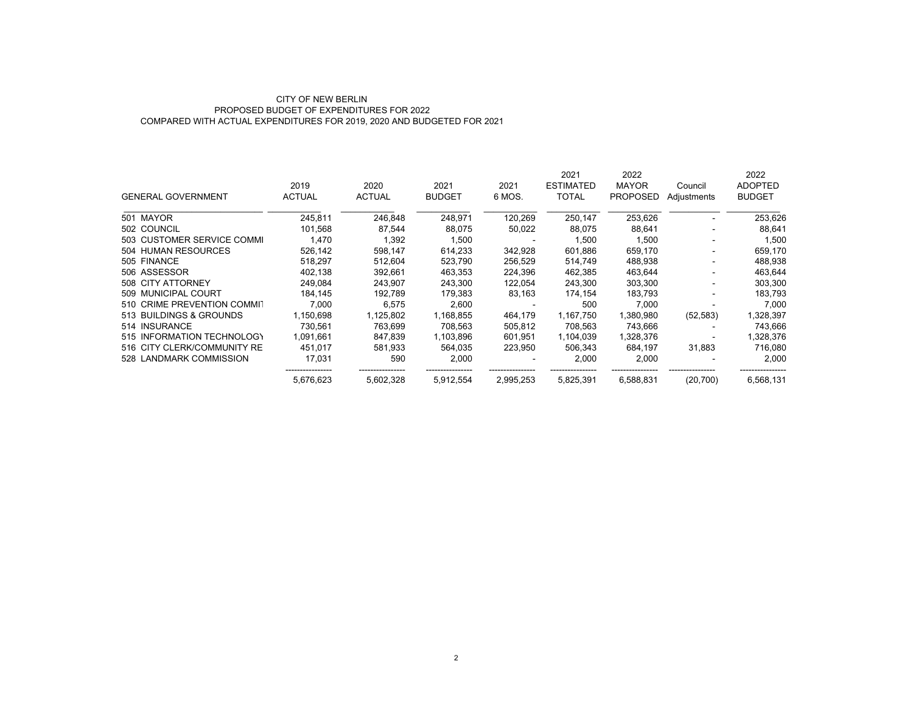CITY OF NEW BERLIN
PROPOSED BUDGET OF EXPENDITURES FOR 2022
COMPARED WITH ACTUAL EXPENDITURES FOR 2019, 2020 AND BUDGETED FOR 2021

| GENERAL GOVERNMENT | 2019 ACTUAL | 2020 ACTUAL | 2021 BUDGET | 2021 6 MOS. | 2021 ESTIMATED TOTAL | 2022 MAYOR PROPOSED | Council Adjustments | 2022 ADOPTED BUDGET |
|---|---|---|---|---|---|---|---|---|
| 501 MAYOR | 245,811 | 246,848 | 248,971 | 120,269 | 250,147 | 253,626 | - | 253,626 |
| 502 COUNCIL | 101,568 | 87,544 | 88,075 | 50,022 | 88,075 | 88,641 | - | 88,641 |
| 503 CUSTOMER SERVICE COMMI | 1,470 | 1,392 | 1,500 | - | 1,500 | 1,500 | - | 1,500 |
| 504 HUMAN RESOURCES | 526,142 | 598,147 | 614,233 | 342,928 | 601,886 | 659,170 | - | 659,170 |
| 505 FINANCE | 518,297 | 512,604 | 523,790 | 256,529 | 514,749 | 488,938 | - | 488,938 |
| 506 ASSESSOR | 402,138 | 392,661 | 463,353 | 224,396 | 462,385 | 463,644 | - | 463,644 |
| 508 CITY ATTORNEY | 249,084 | 243,907 | 243,300 | 122,054 | 243,300 | 303,300 | - | 303,300 |
| 509 MUNICIPAL COURT | 184,145 | 192,789 | 179,383 | 83,163 | 174,154 | 183,793 | - | 183,793 |
| 510 CRIME PREVENTION COMMIT | 7,000 | 6,575 | 2,600 | - | 500 | 7,000 | - | 7,000 |
| 513 BUILDINGS & GROUNDS | 1,150,698 | 1,125,802 | 1,168,855 | 464,179 | 1,167,750 | 1,380,980 | (52,583) | 1,328,397 |
| 514 INSURANCE | 730,561 | 763,699 | 708,563 | 505,812 | 708,563 | 743,666 | - | 743,666 |
| 515 INFORMATION TECHNOLOGY | 1,091,661 | 847,839 | 1,103,896 | 601,951 | 1,104,039 | 1,328,376 | - | 1,328,376 |
| 516 CITY CLERK/COMMUNITY RE | 451,017 | 581,933 | 564,035 | 223,950 | 506,343 | 684,197 | 31,883 | 716,080 |
| 528 LANDMARK COMMISSION | 17,031 | 590 | 2,000 | - | 2,000 | 2,000 | - | 2,000 |
| | 5,676,623 | 5,602,328 | 5,912,554 | 2,995,253 | 5,825,391 | 6,588,831 | (20,700) | 6,568,131 |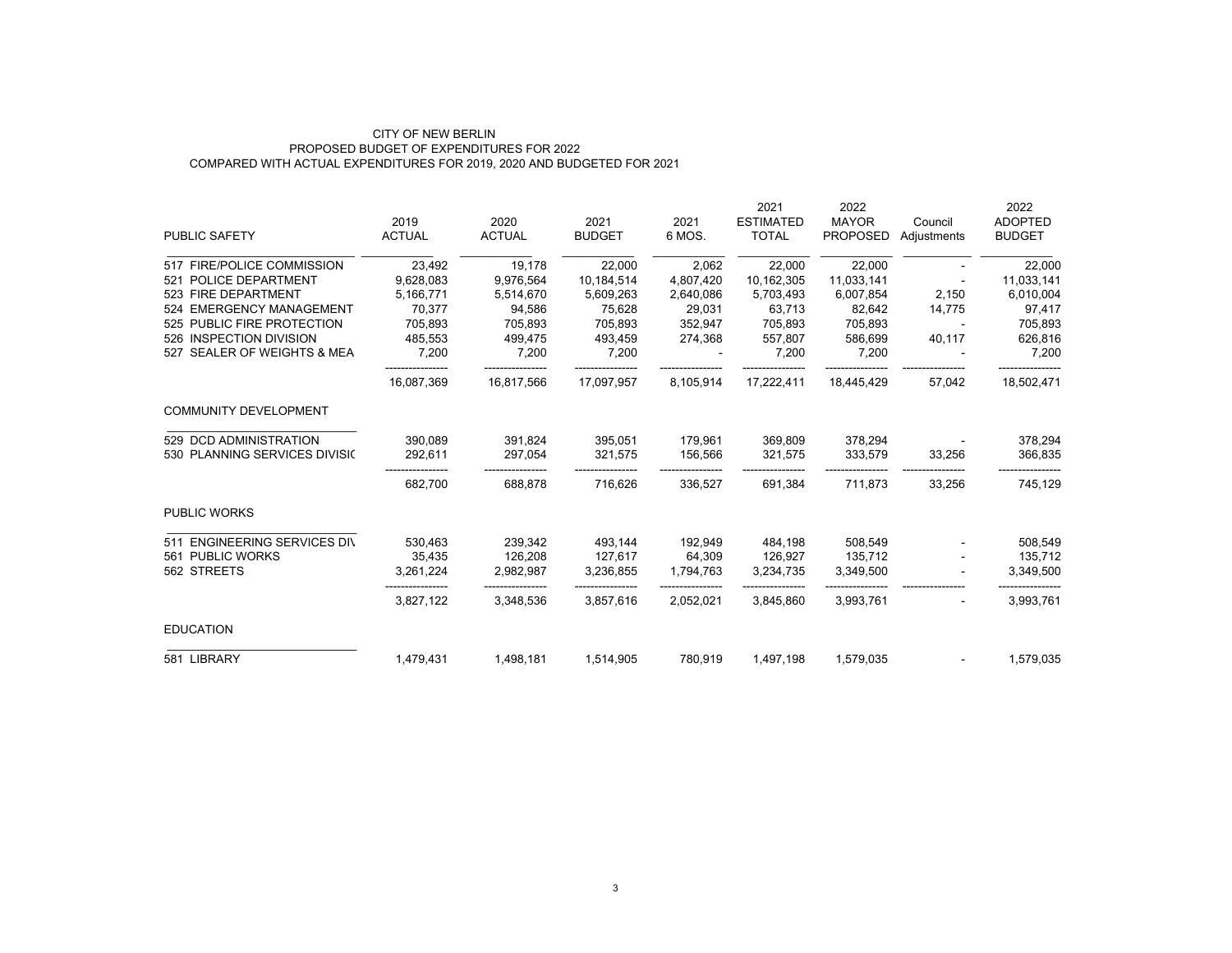CITY OF NEW BERLIN
PROPOSED BUDGET OF EXPENDITURES FOR 2022
COMPARED WITH ACTUAL EXPENDITURES FOR 2019, 2020 AND BUDGETED FOR 2021

| PUBLIC SAFETY | 2019 ACTUAL | 2020 ACTUAL | 2021 BUDGET | 2021 6 MOS. | 2021 ESTIMATED TOTAL | 2022 MAYOR PROPOSED | Council Adjustments | 2022 ADOPTED BUDGET |
|---|---|---|---|---|---|---|---|---|
| 517 FIRE/POLICE COMMISSION | 23,492 | 19,178 | 22,000 | 2,062 | 22,000 | 22,000 | - | 22,000 |
| 521 POLICE DEPARTMENT | 9,628,083 | 9,976,564 | 10,184,514 | 4,807,420 | 10,162,305 | 11,033,141 | - | 11,033,141 |
| 523 FIRE DEPARTMENT | 5,166,771 | 5,514,670 | 5,609,263 | 2,640,086 | 5,703,493 | 6,007,854 | 2,150 | 6,010,004 |
| 524 EMERGENCY MANAGEMENT | 70,377 | 94,586 | 75,628 | 29,031 | 63,713 | 82,642 | 14,775 | 97,417 |
| 525 PUBLIC FIRE PROTECTION | 705,893 | 705,893 | 705,893 | 352,947 | 705,893 | 705,893 | - | 705,893 |
| 526 INSPECTION DIVISION | 485,553 | 499,475 | 493,459 | 274,368 | 557,807 | 586,699 | 40,117 | 626,816 |
| 527 SEALER OF WEIGHTS & MEA | 7,200 | 7,200 | 7,200 | - | 7,200 | 7,200 | - | 7,200 |
| | 16,087,369 | 16,817,566 | 17,097,957 | 8,105,914 | 17,222,411 | 18,445,429 | 57,042 | 18,502,471 |
| **COMMUNITY DEVELOPMENT** | | | | | | | | |
| 529 DCD ADMINISTRATION | 390,089 | 391,824 | 395,051 | 179,961 | 369,809 | 378,294 | - | 378,294 |
| 530 PLANNING SERVICES DIVISIC | 292,611 | 297,054 | 321,575 | 156,566 | 321,575 | 333,579 | 33,256 | 366,835 |
| | 682,700 | 688,878 | 716,626 | 336,527 | 691,384 | 711,873 | 33,256 | 745,129 |
| **PUBLIC WORKS** | | | | | | | | |
| 511 ENGINEERING SERVICES DIV | 530,463 | 239,342 | 493,144 | 192,949 | 484,198 | 508,549 | - | 508,549 |
| 561 PUBLIC WORKS | 35,435 | 126,208 | 127,617 | 64,309 | 126,927 | 135,712 | - | 135,712 |
| 562 STREETS | 3,261,224 | 2,982,987 | 3,236,855 | 1,794,763 | 3,234,735 | 3,349,500 | - | 3,349,500 |
| | 3,827,122 | 3,348,536 | 3,857,616 | 2,052,021 | 3,845,860 | 3,993,761 | - | 3,993,761 |
| **EDUCATION** | | | | | | | | |
| 581 LIBRARY | 1,479,431 | 1,498,181 | 1,514,905 | 780,919 | 1,497,198 | 1,579,035 | - | 1,579,035 |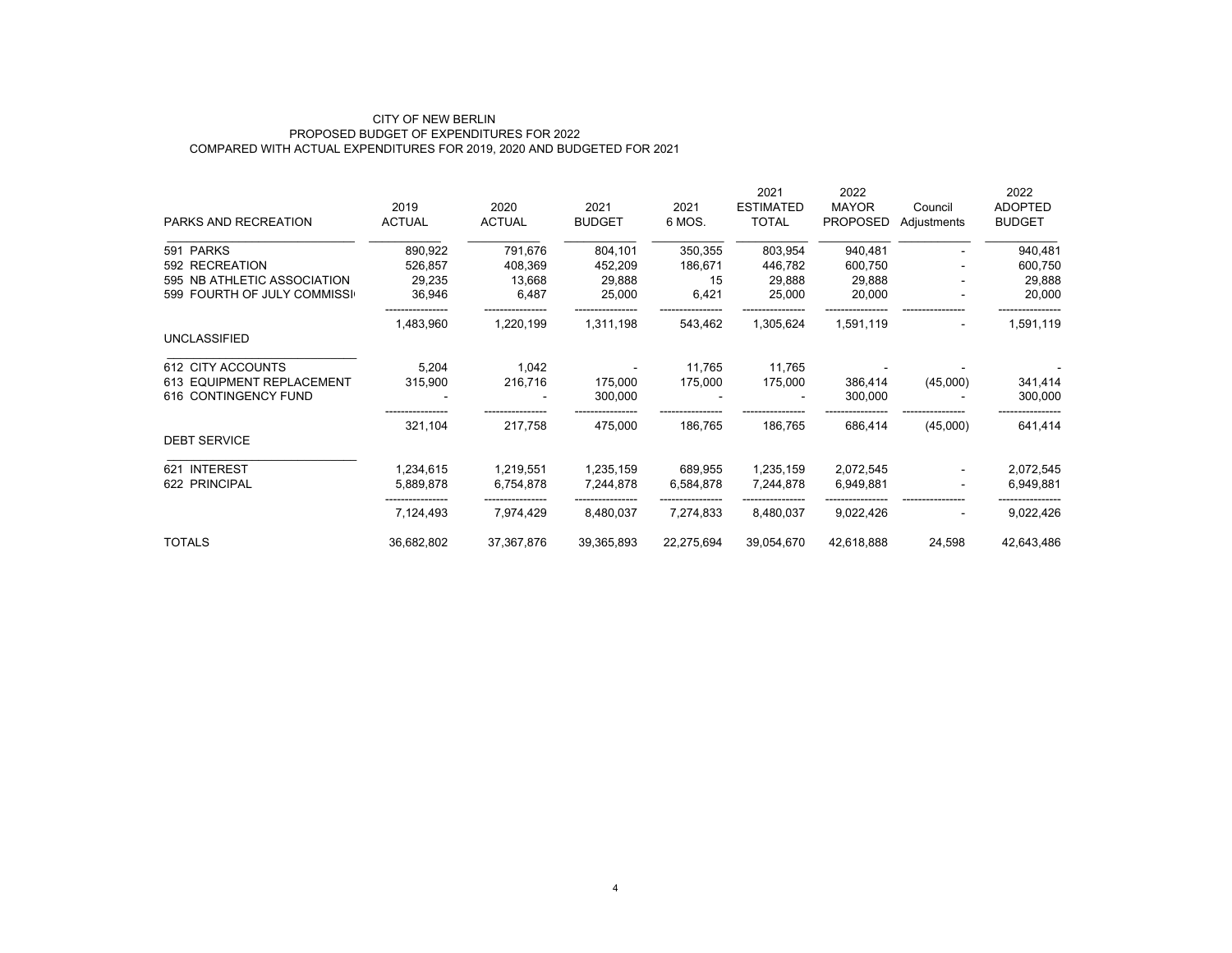CITY OF NEW BERLIN
PROPOSED BUDGET OF EXPENDITURES FOR 2022
COMPARED WITH ACTUAL EXPENDITURES FOR 2019, 2020 AND BUDGETED FOR 2021

| PARKS AND RECREATION | 2019 ACTUAL | 2020 ACTUAL | 2021 BUDGET | 2021 6 MOS. | 2021 ESTIMATED TOTAL | 2022 MAYOR PROPOSED | Council Adjustments | 2022 ADOPTED BUDGET |
|---|---|---|---|---|---|---|---|---|
| 591 PARKS | 890,922 | 791,676 | 804,101 | 350,355 | 803,954 | 940,481 | - | 940,481 |
| 592 RECREATION | 526,857 | 408,369 | 452,209 | 186,671 | 446,782 | 600,750 | - | 600,750 |
| 595 NB ATHLETIC ASSOCIATION | 29,235 | 13,668 | 29,888 | 15 | 29,888 | 29,888 | - | 29,888 |
| 599 FOURTH OF JULY COMMISSI | 36,946 | 6,487 | 25,000 | 6,421 | 25,000 | 20,000 | - | 20,000 |
| | 1,483,960 | 1,220,199 | 1,311,198 | 543,462 | 1,305,624 | 1,591,119 | - | 1,591,119 |
| **UNCLASSIFIED** | | | | | | | | |
| 612 CITY ACCOUNTS | 5,204 | 1,042 | - | 11,765 | 11,765 | - | - | - |
| 613 EQUIPMENT REPLACEMENT | 315,900 | 216,716 | 175,000 | 175,000 | 175,000 | 386,414 | (45,000) | 341,414 |
| 616 CONTINGENCY FUND | - | - | 300,000 | - | - | 300,000 | - | 300,000 |
| | 321,104 | 217,758 | 475,000 | 186,765 | 186,765 | 686,414 | (45,000) | 641,414 |
| **DEBT SERVICE** | | | | | | | | |
| 621 INTEREST | 1,234,615 | 1,219,551 | 1,235,159 | 689,955 | 1,235,159 | 2,072,545 | - | 2,072,545 |
| 622 PRINCIPAL | 5,889,878 | 6,754,878 | 7,244,878 | 6,584,878 | 7,244,878 | 6,949,881 | - | 6,949,881 |
| | 7,124,493 | 7,974,429 | 8,480,037 | 7,274,833 | 8,480,037 | 9,022,426 | - | 9,022,426 |
| TOTALS | 36,682,802 | 37,367,876 | 39,365,893 | 22,275,694 | 39,054,670 | 42,618,888 | 24,598 | 42,643,486 |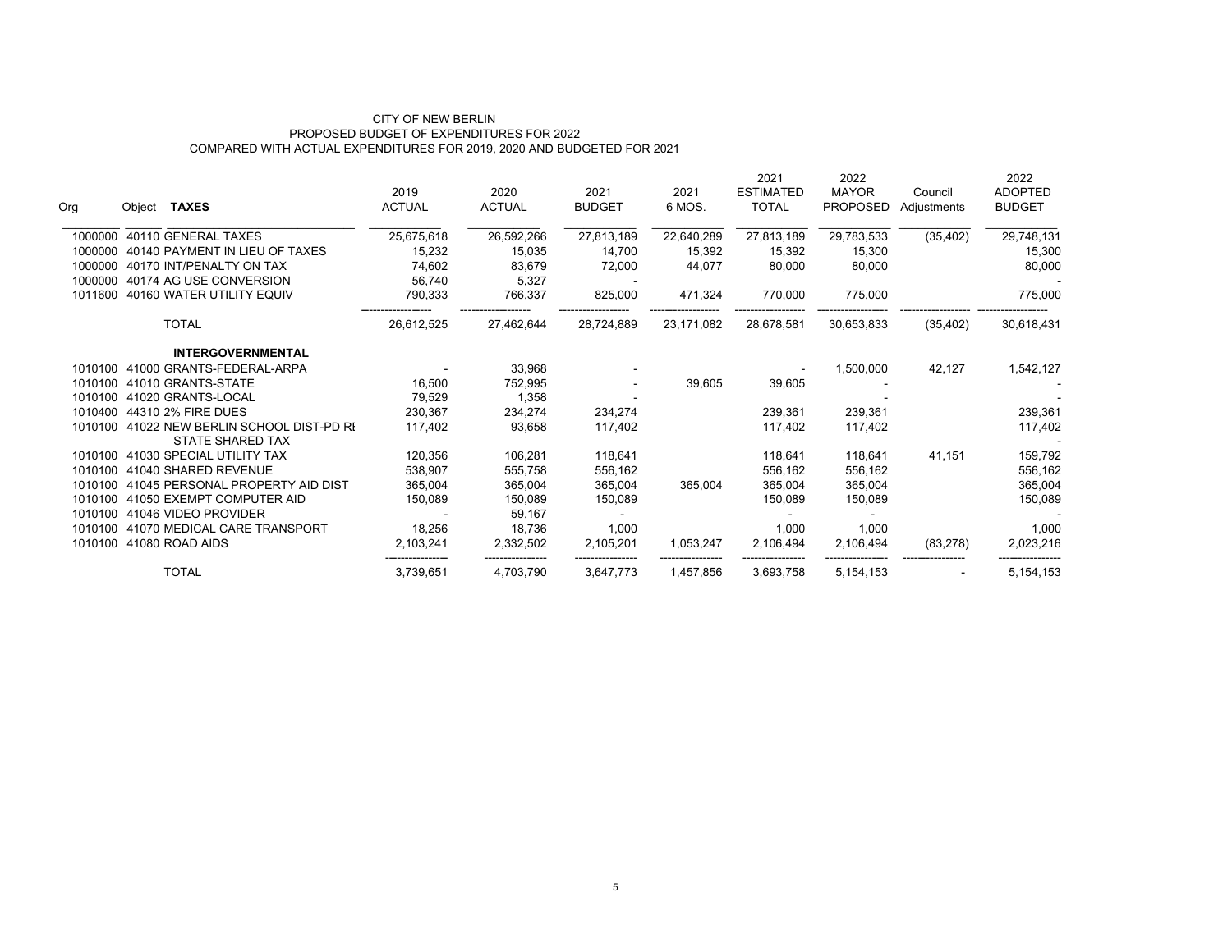CITY OF NEW BERLIN
PROPOSED BUDGET OF EXPENDITURES FOR 2022
COMPARED WITH ACTUAL EXPENDITURES FOR 2019, 2020 AND BUDGETED FOR 2021

| Org | Object | **TAXES** | 2019 ACTUAL | 2020 ACTUAL | 2021 BUDGET | 2021 6 MOS. | 2021 ESTIMATED TOTAL | 2022 MAYOR PROPOSED | Council Adjustments | 2022 ADOPTED BUDGET |
|---|---|---|---|---|---|---|---|---|---|---|
| 1000000 | 40110 | GENERAL TAXES | 25,675,618 | 26,592,266 | 27,813,189 | 22,640,289 | 27,813,189 | 29,783,533 | (35,402) | 29,748,131 |
| 1000000 | 40140 | PAYMENT IN LIEU OF TAXES | 15,232 | 15,035 | 14,700 | 15,392 | 15,392 | 15,300 | | 15,300 |
| 1000000 | 40170 | INT/PENALTY ON TAX | 74,602 | 83,679 | 72,000 | 44,077 | 80,000 | 80,000 | | 80,000 |
| 1000000 | 40174 | AG USE CONVERSION | 56,740 | 5,327 | - | | | | | - |
| 1011600 | 40160 | WATER UTILITY EQUIV | 790,333 | 766,337 | 825,000 | 471,324 | 770,000 | 775,000 | | 775,000 |
| | | TOTAL | 26,612,525 | 27,462,644 | 28,724,889 | 23,171,082 | 28,678,581 | 30,653,833 | (35,402) | 30,618,431 |
| | | **INTERGOVERNMENTAL** | | | | | | | | |
| 1010100 | 41000 | GRANTS-FEDERAL-ARPA | - | 33,968 | - | | - | 1,500,000 | 42,127 | 1,542,127 |
| 1010100 | 41010 | GRANTS-STATE | 16,500 | 752,995 | - | 39,605 | 39,605 | - | | - |
| 1010100 | 41020 | GRANTS-LOCAL | 79,529 | 1,358 | - | | | - | | - |
| 1010400 | 44310 | 2% FIRE DUES | 230,367 | 234,274 | 234,274 | | 239,361 | 239,361 | | 239,361 |
| 1010100 | 41022 | NEW BERLIN SCHOOL DIST-PD RI | 117,402 | 93,658 | 117,402 | | 117,402 | 117,402 | | 117,402 |
| | | STATE SHARED TAX | | | | | | | | - |
| 1010100 | 41030 | SPECIAL UTILITY TAX | 120,356 | 106,281 | 118,641 | | 118,641 | 118,641 | 41,151 | 159,792 |
| 1010100 | 41040 | SHARED REVENUE | 538,907 | 555,758 | 556,162 | | 556,162 | 556,162 | | 556,162 |
| 1010100 | 41045 | PERSONAL PROPERTY AID DIST | 365,004 | 365,004 | 365,004 | 365,004 | 365,004 | 365,004 | | 365,004 |
| 1010100 | 41050 | EXEMPT COMPUTER AID | 150,089 | 150,089 | 150,089 | | 150,089 | 150,089 | | 150,089 |
| 1010100 | 41046 | VIDEO PROVIDER | - | 59,167 | - | | - | - | | - |
| 1010100 | 41070 | MEDICAL CARE TRANSPORT | 18,256 | 18,736 | 1,000 | | 1,000 | 1,000 | | 1,000 |
| 1010100 | 41080 | ROAD AIDS | 2,103,241 | 2,332,502 | 2,105,201 | 1,053,247 | 2,106,494 | 2,106,494 | (83,278) | 2,023,216 |
| | | TOTAL | 3,739,651 | 4,703,790 | 3,647,773 | 1,457,856 | 3,693,758 | 5,154,153 | - | 5,154,153 |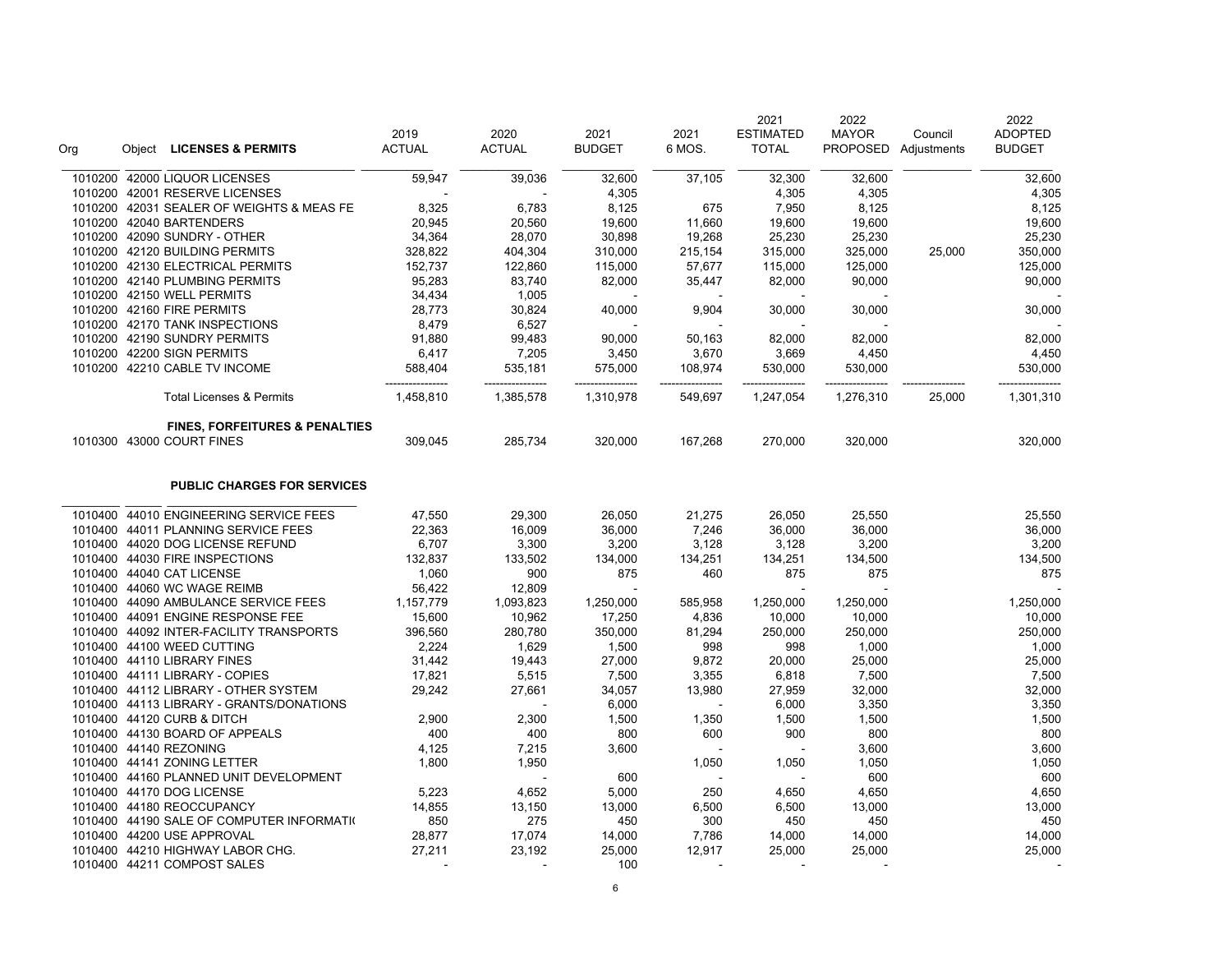| Org | Object | LICENSES & PERMITS | 2019 ACTUAL | 2020 ACTUAL | 2021 BUDGET | 2021 6 MOS. | 2021 ESTIMATED TOTAL | 2022 MAYOR PROPOSED | Council Adjustments | 2022 ADOPTED BUDGET |
|---|---|---|---|---|---|---|---|---|---|---|
| 1010200 | 42000 | LIQUOR LICENSES | 59,947 | 39,036 | 32,600 | 37,105 | 32,300 | 32,600 | | 32,600 |
| 1010200 | 42001 | RESERVE LICENSES | - | - | 4,305 | | 4,305 | 4,305 | | 4,305 |
| 1010200 | 42031 | SEALER OF WEIGHTS & MEAS FE | 8,325 | 6,783 | 8,125 | 675 | 7,950 | 8,125 | | 8,125 |
| 1010200 | 42040 | BARTENDERS | 20,945 | 20,560 | 19,600 | 11,660 | 19,600 | 19,600 | | 19,600 |
| 1010200 | 42090 | SUNDRY - OTHER | 34,364 | 28,070 | 30,898 | 19,268 | 25,230 | 25,230 | | 25,230 |
| 1010200 | 42120 | BUILDING PERMITS | 328,822 | 404,304 | 310,000 | 215,154 | 315,000 | 325,000 | 25,000 | 350,000 |
| 1010200 | 42130 | ELECTRICAL PERMITS | 152,737 | 122,860 | 115,000 | 57,677 | 115,000 | 125,000 | | 125,000 |
| 1010200 | 42140 | PLUMBING PERMITS | 95,283 | 83,740 | 82,000 | 35,447 | 82,000 | 90,000 | | 90,000 |
| 1010200 | 42150 | WELL PERMITS | 34,434 | 1,005 | - | - | - | - | | - |
| 1010200 | 42160 | FIRE PERMITS | 28,773 | 30,824 | 40,000 | 9,904 | 30,000 | 30,000 | | 30,000 |
| 1010200 | 42170 | TANK INSPECTIONS | 8,479 | 6,527 | - | - | - | - | | - |
| 1010200 | 42190 | SUNDRY PERMITS | 91,880 | 99,483 | 90,000 | 50,163 | 82,000 | 82,000 | | 82,000 |
| 1010200 | 42200 | SIGN PERMITS | 6,417 | 7,205 | 3,450 | 3,670 | 3,669 | 4,450 | | 4,450 |
| 1010200 | 42210 | CABLE TV INCOME | 588,404 | 535,181 | 575,000 | 108,974 | 530,000 | 530,000 | | 530,000 |
| | | Total Licenses & Permits | 1,458,810 | 1,385,578 | 1,310,978 | 549,697 | 1,247,054 | 1,276,310 | 25,000 | 1,301,310 |
| | | **FINES, FORFEITURES & PENALTIES** | | | | | | | | |
| 1010300 | 43000 | COURT FINES | 309,045 | 285,734 | 320,000 | 167,268 | 270,000 | 320,000 | | 320,000 |
| | | **PUBLIC CHARGES FOR SERVICES** | | | | | | | | |
| 1010400 | 44010 | ENGINEERING SERVICE FEES | 47,550 | 29,300 | 26,050 | 21,275 | 26,050 | 25,550 | | 25,550 |
| 1010400 | 44011 | PLANNING SERVICE FEES | 22,363 | 16,009 | 36,000 | 7,246 | 36,000 | 36,000 | | 36,000 |
| 1010400 | 44020 | DOG LICENSE REFUND | 6,707 | 3,300 | 3,200 | 3,128 | 3,128 | 3,200 | | 3,200 |
| 1010400 | 44030 | FIRE INSPECTIONS | 132,837 | 133,502 | 134,000 | 134,251 | 134,251 | 134,500 | | 134,500 |
| 1010400 | 44040 | CAT LICENSE | 1,060 | 900 | 875 | 460 | 875 | 875 | | 875 |
| 1010400 | 44060 | WC WAGE REIMB | 56,422 | 12,809 | - | | - | - | | - |
| 1010400 | 44090 | AMBULANCE SERVICE FEES | 1,157,779 | 1,093,823 | 1,250,000 | 585,958 | 1,250,000 | 1,250,000 | | 1,250,000 |
| 1010400 | 44091 | ENGINE RESPONSE FEE | 15,600 | 10,962 | 17,250 | 4,836 | 10,000 | 10,000 | | 10,000 |
| 1010400 | 44092 | INTER-FACILITY TRANSPORTS | 396,560 | 280,780 | 350,000 | 81,294 | 250,000 | 250,000 | | 250,000 |
| 1010400 | 44100 | WEED CUTTING | 2,224 | 1,629 | 1,500 | 998 | 998 | 1,000 | | 1,000 |
| 1010400 | 44110 | LIBRARY FINES | 31,442 | 19,443 | 27,000 | 9,872 | 20,000 | 25,000 | | 25,000 |
| 1010400 | 44111 | LIBRARY - COPIES | 17,821 | 5,515 | 7,500 | 3,355 | 6,818 | 7,500 | | 7,500 |
| 1010400 | 44112 | LIBRARY - OTHER SYSTEM | 29,242 | 27,661 | 34,057 | 13,980 | 27,959 | 32,000 | | 32,000 |
| 1010400 | 44113 | LIBRARY - GRANTS/DONATIONS | | - | 6,000 | - | 6,000 | 3,350 | | 3,350 |
| 1010400 | 44120 | CURB & DITCH | 2,900 | 2,300 | 1,500 | 1,350 | 1,500 | 1,500 | | 1,500 |
| 1010400 | 44130 | BOARD OF APPEALS | 400 | 400 | 800 | 600 | 900 | 800 | | 800 |
| 1010400 | 44140 | REZONING | 4,125 | 7,215 | 3,600 | - | - | 3,600 | | 3,600 |
| 1010400 | 44141 | ZONING LETTER | 1,800 | 1,950 | | 1,050 | 1,050 | 1,050 | | 1,050 |
| 1010400 | 44160 | PLANNED UNIT DEVELOPMENT | | - | 600 | - | - | 600 | | 600 |
| 1010400 | 44170 | DOG LICENSE | 5,223 | 4,652 | 5,000 | 250 | 4,650 | 4,650 | | 4,650 |
| 1010400 | 44180 | REOCCUPANCY | 14,855 | 13,150 | 13,000 | 6,500 | 6,500 | 13,000 | | 13,000 |
| 1010400 | 44190 | SALE OF COMPUTER INFORMATI( | 850 | 275 | 450 | 300 | 450 | 450 | | 450 |
| 1010400 | 44200 | USE APPROVAL | 28,877 | 17,074 | 14,000 | 7,786 | 14,000 | 14,000 | | 14,000 |
| 1010400 | 44210 | HIGHWAY LABOR CHG. | 27,211 | 23,192 | 25,000 | 12,917 | 25,000 | 25,000 | | 25,000 |
| 1010400 | 44211 | COMPOST SALES | - | - | 100 | - | - | - | | - |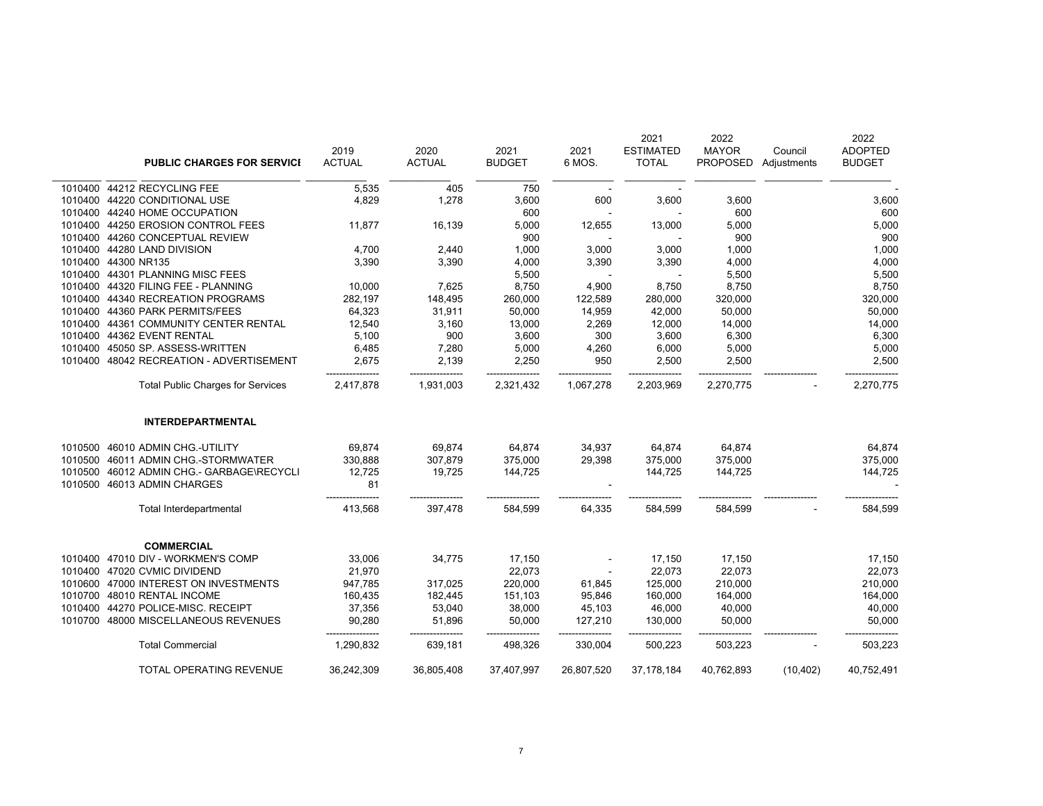| | | PUBLIC CHARGES FOR SERVICE | 2019 ACTUAL | 2020 ACTUAL | 2021 BUDGET | 2021 6 MOS. | 2021 ESTIMATED TOTAL | 2022 MAYOR PROPOSED | Council Adjustments | 2022 ADOPTED BUDGET |
|---|---|---|---|---|---|---|---|---|---|---|
| 1010400 | 44212 | RECYCLING FEE | 5,535 | 405 | 750 | - | - | | | - |
| 1010400 | 44220 | CONDITIONAL USE | 4,829 | 1,278 | 3,600 | 600 | 3,600 | 3,600 | | 3,600 |
| 1010400 | 44240 | HOME OCCUPATION | | | 600 | - | - | 600 | | 600 |
| 1010400 | 44250 | EROSION CONTROL FEES | 11,877 | 16,139 | 5,000 | 12,655 | 13,000 | 5,000 | | 5,000 |
| 1010400 | 44260 | CONCEPTUAL REVIEW | | | 900 | - | - | 900 | | 900 |
| 1010400 | 44280 | LAND DIVISION | 4,700 | 2,440 | 1,000 | 3,000 | 3,000 | 1,000 | | 1,000 |
| 1010400 | 44300 | NR135 | 3,390 | 3,390 | 4,000 | 3,390 | 3,390 | 4,000 | | 4,000 |
| 1010400 | 44301 | PLANNING MISC FEES | | | 5,500 | - | - | 5,500 | | 5,500 |
| 1010400 | 44320 | FILING FEE - PLANNING | 10,000 | 7,625 | 8,750 | 4,900 | 8,750 | 8,750 | | 8,750 |
| 1010400 | 44340 | RECREATION PROGRAMS | 282,197 | 148,495 | 260,000 | 122,589 | 280,000 | 320,000 | | 320,000 |
| 1010400 | 44360 | PARK PERMITS/FEES | 64,323 | 31,911 | 50,000 | 14,959 | 42,000 | 50,000 | | 50,000 |
| 1010400 | 44361 | COMMUNITY CENTER RENTAL | 12,540 | 3,160 | 13,000 | 2,269 | 12,000 | 14,000 | | 14,000 |
| 1010400 | 44362 | EVENT RENTAL | 5,100 | 900 | 3,600 | 300 | 3,600 | 6,300 | | 6,300 |
| 1010400 | 45050 | SP. ASSESS-WRITTEN | 6,485 | 7,280 | 5,000 | 4,260 | 6,000 | 5,000 | | 5,000 |
| 1010400 | 48042 | RECREATION - ADVERTISEMENT | 2,675 | 2,139 | 2,250 | 950 | 2,500 | 2,500 | | 2,500 |
| | | Total Public Charges for Services | 2,417,878 | 1,931,003 | 2,321,432 | 1,067,278 | 2,203,969 | 2,270,775 | - | 2,270,775 |
| | | **INTERDEPARTMENTAL** | | | | | | | | |
| 1010500 | 46010 | ADMIN CHG.-UTILITY | 69,874 | 69,874 | 64,874 | 34,937 | 64,874 | 64,874 | | 64,874 |
| 1010500 | 46011 | ADMIN CHG.-STORMWATER | 330,888 | 307,879 | 375,000 | 29,398 | 375,000 | 375,000 | | 375,000 |
| 1010500 | 46012 | ADMIN CHG.- GARBAGE\RECYCLI | 12,725 | 19,725 | 144,725 | | 144,725 | 144,725 | | 144,725 |
| 1010500 | 46013 | ADMIN CHARGES | 81 | | | - | | | | - |
| | | Total Interdepartmental | 413,568 | 397,478 | 584,599 | 64,335 | 584,599 | 584,599 | - | 584,599 |
| | | **COMMERCIAL** | | | | | | | | |
| 1010400 | 47010 | DIV - WORKMEN'S COMP | 33,006 | 34,775 | 17,150 | - | 17,150 | 17,150 | | 17,150 |
| 1010400 | 47020 | CVMIC DIVIDEND | 21,970 | | 22,073 | - | 22,073 | 22,073 | | 22,073 |
| 1010600 | 47000 | INTEREST ON INVESTMENTS | 947,785 | 317,025 | 220,000 | 61,845 | 125,000 | 210,000 | | 210,000 |
| 1010700 | 48010 | RENTAL INCOME | 160,435 | 182,445 | 151,103 | 95,846 | 160,000 | 164,000 | | 164,000 |
| 1010400 | 44270 | POLICE-MISC. RECEIPT | 37,356 | 53,040 | 38,000 | 45,103 | 46,000 | 40,000 | | 40,000 |
| 1010700 | 48000 | MISCELLANEOUS REVENUES | 90,280 | 51,896 | 50,000 | 127,210 | 130,000 | 50,000 | | 50,000 |
| | | Total Commercial | 1,290,832 | 639,181 | 498,326 | 330,004 | 500,223 | 503,223 | - | 503,223 |
| | | TOTAL OPERATING REVENUE | 36,242,309 | 36,805,408 | 37,407,997 | 26,807,520 | 37,178,184 | 40,762,893 | (10,402) | 40,752,491 |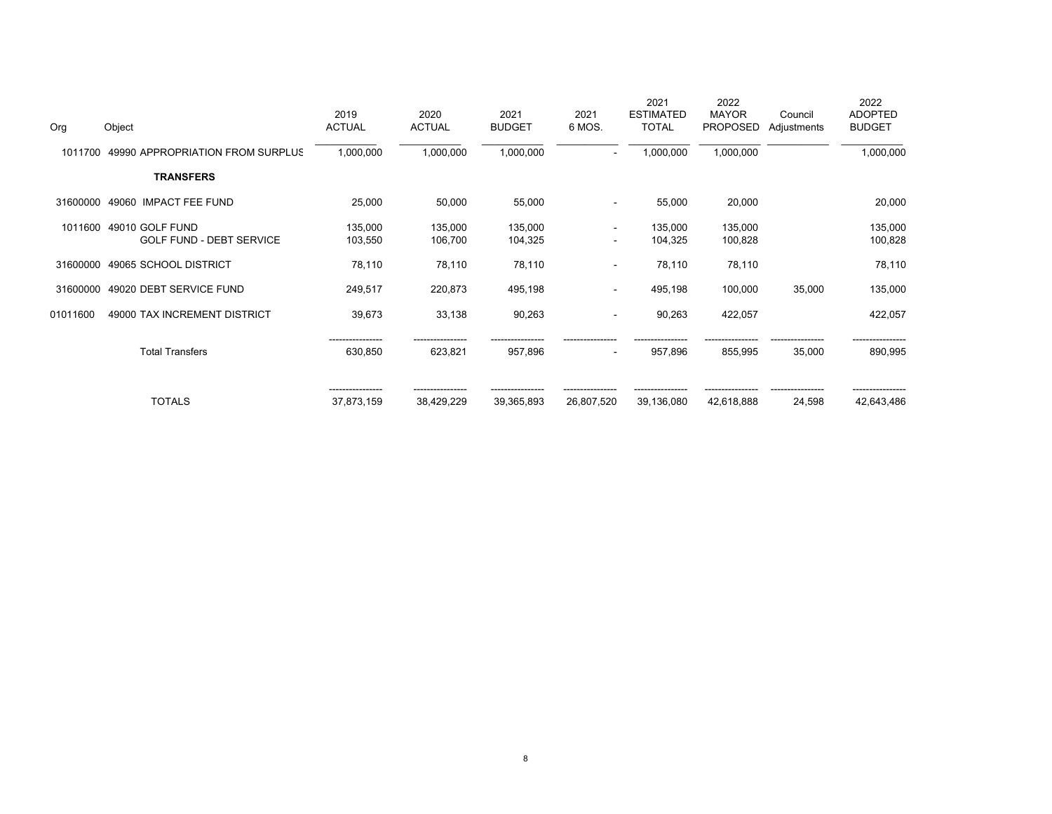| Org | Object | 2019 ACTUAL | 2020 ACTUAL | 2021 BUDGET | 2021 6 MOS. | 2021 ESTIMATED TOTAL | 2022 MAYOR PROPOSED | Council Adjustments | 2022 ADOPTED BUDGET |
|---|---|---|---|---|---|---|---|---|---|
| 1011700 | 49990 APPROPRIATION FROM SURPLUS | 1,000,000 | 1,000,000 | 1,000,000 | - | 1,000,000 | 1,000,000 | | 1,000,000 |
| | **TRANSFERS** | | | | | | | | |
| 31600000 | 49060 IMPACT FEE FUND | 25,000 | 50,000 | 55,000 | - | 55,000 | 20,000 | | 20,000 |
| 1011600 | 49010 GOLF FUND | 135,000 | 135,000 | 135,000 | - | 135,000 | 135,000 | | 135,000 |
| | GOLF FUND - DEBT SERVICE | 103,550 | 106,700 | 104,325 | - | 104,325 | 100,828 | | 100,828 |
| 31600000 | 49065 SCHOOL DISTRICT | 78,110 | 78,110 | 78,110 | - | 78,110 | 78,110 | | 78,110 |
| 31600000 | 49020 DEBT SERVICE FUND | 249,517 | 220,873 | 495,198 | - | 495,198 | 100,000 | 35,000 | 135,000 |
| 01011600 | 49000 TAX INCREMENT DISTRICT | 39,673 | 33,138 | 90,263 | - | 90,263 | 422,057 | | 422,057 |
| | Total Transfers | 630,850 | 623,821 | 957,896 | - | 957,896 | 855,995 | 35,000 | 890,995 |
| | TOTALS | 37,873,159 | 38,429,229 | 39,365,893 | 26,807,520 | 39,136,080 | 42,618,888 | 24,598 | 42,643,486 |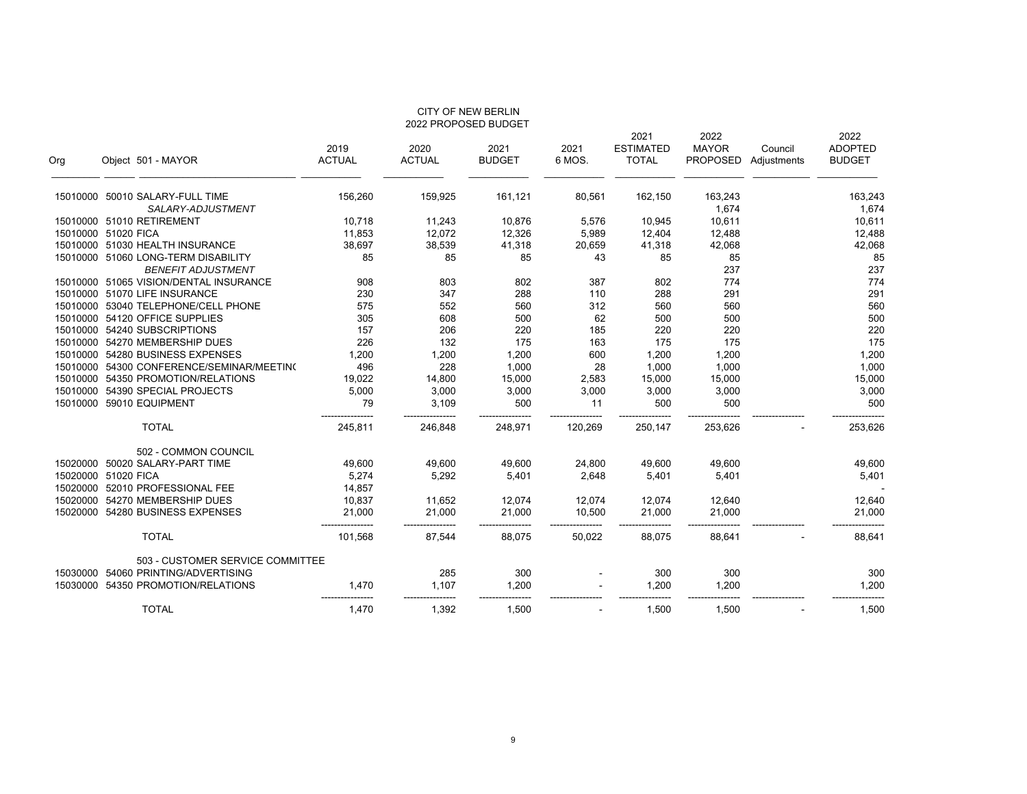CITY OF NEW BERLIN
2022 PROPOSED BUDGET

| Org | Object | 501 - MAYOR | 2019 ACTUAL | 2020 ACTUAL | 2021 BUDGET | 2021 6 MOS. | 2021 ESTIMATED TOTAL | 2022 MAYOR PROPOSED | Council Adjustments | 2022 ADOPTED BUDGET |
|---|---|---|---|---|---|---|---|---|---|---|
| 15010000 | 50010 | SALARY-FULL TIME | 156,260 | 159,925 | 161,121 | 80,561 | 162,150 | 163,243 | | 163,243 |
| | | *SALARY-ADJUSTMENT* | | | | | | 1,674 | | 1,674 |
| 15010000 | 51010 | RETIREMENT | 10,718 | 11,243 | 10,876 | 5,576 | 10,945 | 10,611 | | 10,611 |
| 15010000 | 51020 | FICA | 11,853 | 12,072 | 12,326 | 5,989 | 12,404 | 12,488 | | 12,488 |
| 15010000 | 51030 | HEALTH INSURANCE | 38,697 | 38,539 | 41,318 | 20,659 | 41,318 | 42,068 | | 42,068 |
| 15010000 | 51060 | LONG-TERM DISABILITY | 85 | 85 | 85 | 43 | 85 | 85 | | 85 |
| | | *BENEFIT ADJUSTMENT* | | | | | | 237 | | 237 |
| 15010000 | 51065 | VISION/DENTAL INSURANCE | 908 | 803 | 802 | 387 | 802 | 774 | | 774 |
| 15010000 | 51070 | LIFE INSURANCE | 230 | 347 | 288 | 110 | 288 | 291 | | 291 |
| 15010000 | 53040 | TELEPHONE/CELL PHONE | 575 | 552 | 560 | 312 | 560 | 560 | | 560 |
| 15010000 | 54120 | OFFICE SUPPLIES | 305 | 608 | 500 | 62 | 500 | 500 | | 500 |
| 15010000 | 54240 | SUBSCRIPTIONS | 157 | 206 | 220 | 185 | 220 | 220 | | 220 |
| 15010000 | 54270 | MEMBERSHIP DUES | 226 | 132 | 175 | 163 | 175 | 175 | | 175 |
| 15010000 | 54280 | BUSINESS EXPENSES | 1,200 | 1,200 | 1,200 | 600 | 1,200 | 1,200 | | 1,200 |
| 15010000 | 54300 | CONFERENCE/SEMINAR/MEETING | 496 | 228 | 1,000 | 28 | 1,000 | 1,000 | | 1,000 |
| 15010000 | 54350 | PROMOTION/RELATIONS | 19,022 | 14,800 | 15,000 | 2,583 | 15,000 | 15,000 | | 15,000 |
| 15010000 | 54390 | SPECIAL PROJECTS | 5,000 | 3,000 | 3,000 | 3,000 | 3,000 | 3,000 | | 3,000 |
| 15010000 | 59010 | EQUIPMENT | 79 | 3,109 | 500 | 11 | 500 | 500 | | 500 |
| | | TOTAL | 245,811 | 246,848 | 248,971 | 120,269 | 250,147 | 253,626 | - | 253,626 |
| | | 502 - COMMON COUNCIL | | | | | | | | |
| 15020000 | 50020 | SALARY-PART TIME | 49,600 | 49,600 | 49,600 | 24,800 | 49,600 | 49,600 | | 49,600 |
| 15020000 | 51020 | FICA | 5,274 | 5,292 | 5,401 | 2,648 | 5,401 | 5,401 | | 5,401 |
| 15020000 | 52010 | PROFESSIONAL FEE | 14,857 | | | | | | | - |
| 15020000 | 54270 | MEMBERSHIP DUES | 10,837 | 11,652 | 12,074 | 12,074 | 12,074 | 12,640 | | 12,640 |
| 15020000 | 54280 | BUSINESS EXPENSES | 21,000 | 21,000 | 21,000 | 10,500 | 21,000 | 21,000 | | 21,000 |
| | | TOTAL | 101,568 | 87,544 | 88,075 | 50,022 | 88,075 | 88,641 | - | 88,641 |
| | | 503 - CUSTOMER SERVICE COMMITTEE | | | | | | | | |
| 15030000 | 54060 | PRINTING/ADVERTISING | | 285 | 300 | - | 300 | 300 | | 300 |
| 15030000 | 54350 | PROMOTION/RELATIONS | 1,470 | 1,107 | 1,200 | - | 1,200 | 1,200 | | 1,200 |
| | | TOTAL | 1,470 | 1,392 | 1,500 | - | 1,500 | 1,500 | - | 1,500 |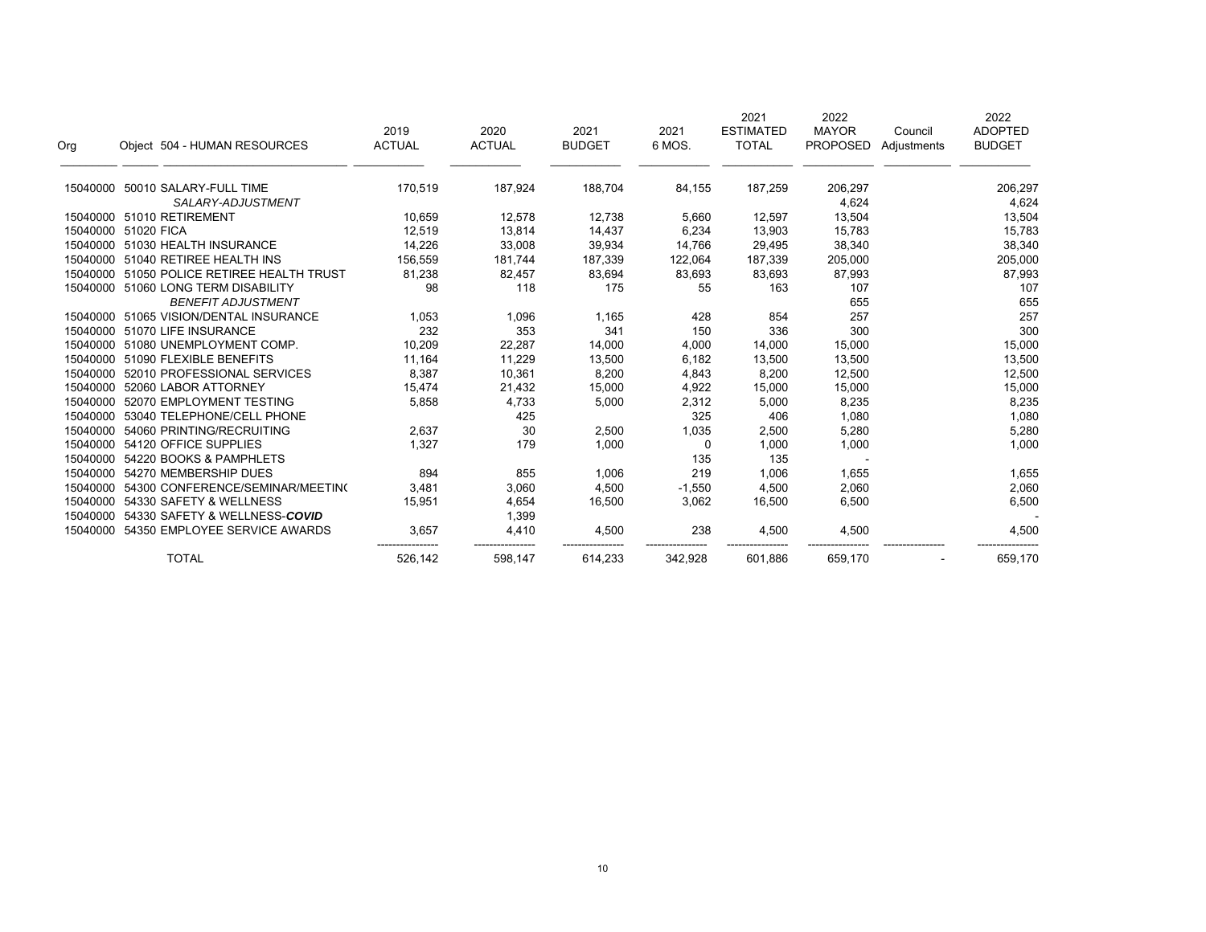| Org | Object | 504 - HUMAN RESOURCES | 2019 ACTUAL | 2020 ACTUAL | 2021 BUDGET | 2021 6 MOS. | 2021 ESTIMATED TOTAL | 2022 MAYOR PROPOSED | Council Adjustments | 2022 ADOPTED BUDGET |
|---|---|---|---|---|---|---|---|---|---|---|
| 15040000 | 50010 | SALARY-FULL TIME | 170,519 | 187,924 | 188,704 | 84,155 | 187,259 | 206,297 | | 206,297 |
| | | *SALARY-ADJUSTMENT* | | | | | | 4,624 | | 4,624 |
| 15040000 | 51010 | RETIREMENT | 10,659 | 12,578 | 12,738 | 5,660 | 12,597 | 13,504 | | 13,504 |
| 15040000 | 51020 | FICA | 12,519 | 13,814 | 14,437 | 6,234 | 13,903 | 15,783 | | 15,783 |
| 15040000 | 51030 | HEALTH INSURANCE | 14,226 | 33,008 | 39,934 | 14,766 | 29,495 | 38,340 | | 38,340 |
| 15040000 | 51040 | RETIREE HEALTH INS | 156,559 | 181,744 | 187,339 | 122,064 | 187,339 | 205,000 | | 205,000 |
| 15040000 | 51050 | POLICE RETIREE HEALTH TRUST | 81,238 | 82,457 | 83,694 | 83,693 | 83,693 | 87,993 | | 87,993 |
| 15040000 | 51060 | LONG TERM DISABILITY | 98 | 118 | 175 | 55 | 163 | 107 | | 107 |
| | | *BENEFIT ADJUSTMENT* | | | | | | 655 | | 655 |
| 15040000 | 51065 | VISION/DENTAL INSURANCE | 1,053 | 1,096 | 1,165 | 428 | 854 | 257 | | 257 |
| 15040000 | 51070 | LIFE INSURANCE | 232 | 353 | 341 | 150 | 336 | 300 | | 300 |
| 15040000 | 51080 | UNEMPLOYMENT COMP. | 10,209 | 22,287 | 14,000 | 4,000 | 14,000 | 15,000 | | 15,000 |
| 15040000 | 51090 | FLEXIBLE BENEFITS | 11,164 | 11,229 | 13,500 | 6,182 | 13,500 | 13,500 | | 13,500 |
| 15040000 | 52010 | PROFESSIONAL SERVICES | 8,387 | 10,361 | 8,200 | 4,843 | 8,200 | 12,500 | | 12,500 |
| 15040000 | 52060 | LABOR ATTORNEY | 15,474 | 21,432 | 15,000 | 4,922 | 15,000 | 15,000 | | 15,000 |
| 15040000 | 52070 | EMPLOYMENT TESTING | 5,858 | 4,733 | 5,000 | 2,312 | 5,000 | 8,235 | | 8,235 |
| 15040000 | 53040 | TELEPHONE/CELL PHONE | | 425 | | 325 | 406 | 1,080 | | 1,080 |
| 15040000 | 54060 | PRINTING/RECRUITING | 2,637 | 30 | 2,500 | 1,035 | 2,500 | 5,280 | | 5,280 |
| 15040000 | 54120 | OFFICE SUPPLIES | 1,327 | 179 | 1,000 | 0 | 1,000 | 1,000 | | 1,000 |
| 15040000 | 54220 | BOOKS & PAMPHLETS | | | | 135 | 135 | - | | |
| 15040000 | 54270 | MEMBERSHIP DUES | 894 | 855 | 1,006 | 219 | 1,006 | 1,655 | | 1,655 |
| 15040000 | 54300 | CONFERENCE/SEMINAR/MEETIN( | 3,481 | 3,060 | 4,500 | -1,550 | 4,500 | 2,060 | | 2,060 |
| 15040000 | 54330 | SAFETY & WELLNESS | 15,951 | 4,654 | 16,500 | 3,062 | 16,500 | 6,500 | | 6,500 |
| 15040000 | 54330 | SAFETY & WELLNESS-***COVID*** | | 1,399 | | | | | | - |
| 15040000 | 54350 | EMPLOYEE SERVICE AWARDS | 3,657 | 4,410 | 4,500 | 238 | 4,500 | 4,500 | | 4,500 |
| | | TOTAL | 526,142 | 598,147 | 614,233 | 342,928 | 601,886 | 659,170 | - | 659,170 |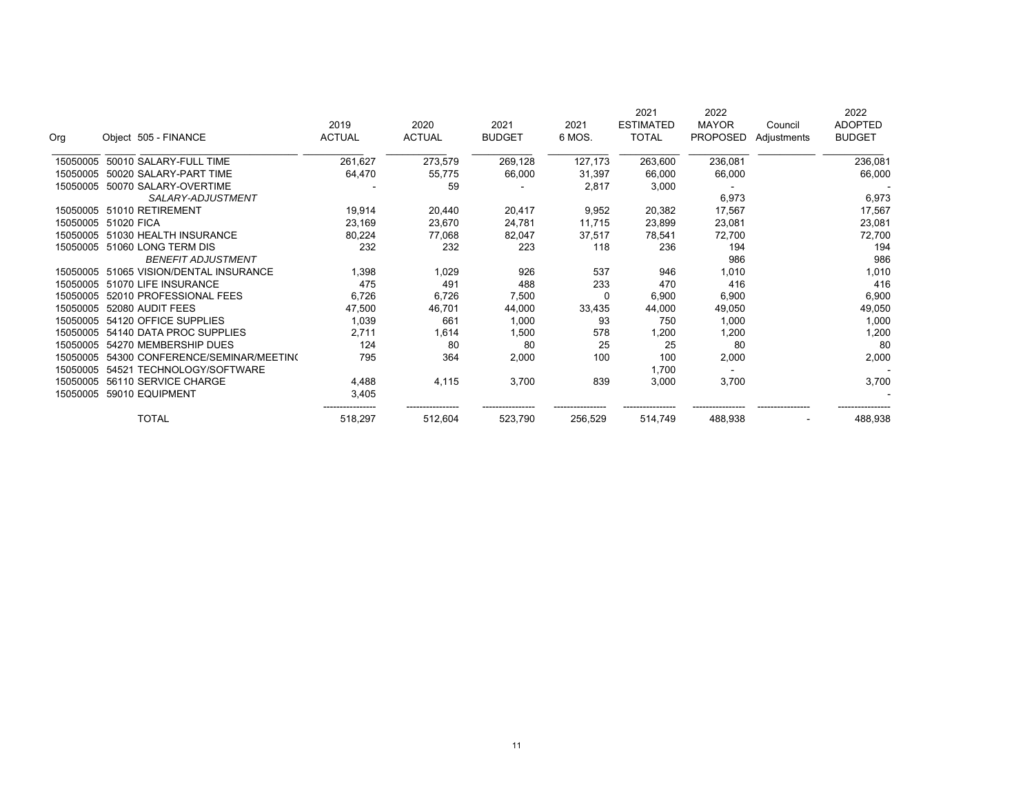| Org | Object 505 - FINANCE | 2019 ACTUAL | 2020 ACTUAL | 2021 BUDGET | 2021 6 MOS. | 2021 ESTIMATED TOTAL | 2022 MAYOR PROPOSED | Council Adjustments | 2022 ADOPTED BUDGET |
|---|---|---|---|---|---|---|---|---|---|
| 15050005 | 50010 SALARY-FULL TIME | 261,627 | 273,579 | 269,128 | 127,173 | 263,600 | 236,081 | | 236,081 |
| 15050005 | 50020 SALARY-PART TIME | 64,470 | 55,775 | 66,000 | 31,397 | 66,000 | 66,000 | | 66,000 |
| 15050005 | 50070 SALARY-OVERTIME | - | 59 | - | 2,817 | 3,000 | - | | - |
| | *SALARY-ADJUSTMENT* | | | | | | 6,973 | | 6,973 |
| 15050005 | 51010 RETIREMENT | 19,914 | 20,440 | 20,417 | 9,952 | 20,382 | 17,567 | | 17,567 |
| 15050005 | 51020 FICA | 23,169 | 23,670 | 24,781 | 11,715 | 23,899 | 23,081 | | 23,081 |
| 15050005 | 51030 HEALTH INSURANCE | 80,224 | 77,068 | 82,047 | 37,517 | 78,541 | 72,700 | | 72,700 |
| 15050005 | 51060 LONG TERM DIS | 232 | 232 | 223 | 118 | 236 | 194 | | 194 |
| | *BENEFIT ADJUSTMENT* | | | | | | 986 | | 986 |
| 15050005 | 51065 VISION/DENTAL INSURANCE | 1,398 | 1,029 | 926 | 537 | 946 | 1,010 | | 1,010 |
| 15050005 | 51070 LIFE INSURANCE | 475 | 491 | 488 | 233 | 470 | 416 | | 416 |
| 15050005 | 52010 PROFESSIONAL FEES | 6,726 | 6,726 | 7,500 | 0 | 6,900 | 6,900 | | 6,900 |
| 15050005 | 52080 AUDIT FEES | 47,500 | 46,701 | 44,000 | 33,435 | 44,000 | 49,050 | | 49,050 |
| 15050005 | 54120 OFFICE SUPPLIES | 1,039 | 661 | 1,000 | 93 | 750 | 1,000 | | 1,000 |
| 15050005 | 54140 DATA PROC SUPPLIES | 2,711 | 1,614 | 1,500 | 578 | 1,200 | 1,200 | | 1,200 |
| 15050005 | 54270 MEMBERSHIP DUES | 124 | 80 | 80 | 25 | 25 | 80 | | 80 |
| 15050005 | 54300 CONFERENCE/SEMINAR/MEETING | 795 | 364 | 2,000 | 100 | 100 | 2,000 | | 2,000 |
| 15050005 | 54521 TECHNOLOGY/SOFTWARE | | | | | 1,700 | - | | - |
| 15050005 | 56110 SERVICE CHARGE | 4,488 | 4,115 | 3,700 | 839 | 3,000 | 3,700 | | 3,700 |
| 15050005 | 59010 EQUIPMENT | 3,405 | | | | | | | - |
| | TOTAL | 518,297 | 512,604 | 523,790 | 256,529 | 514,749 | 488,938 | - | 488,938 |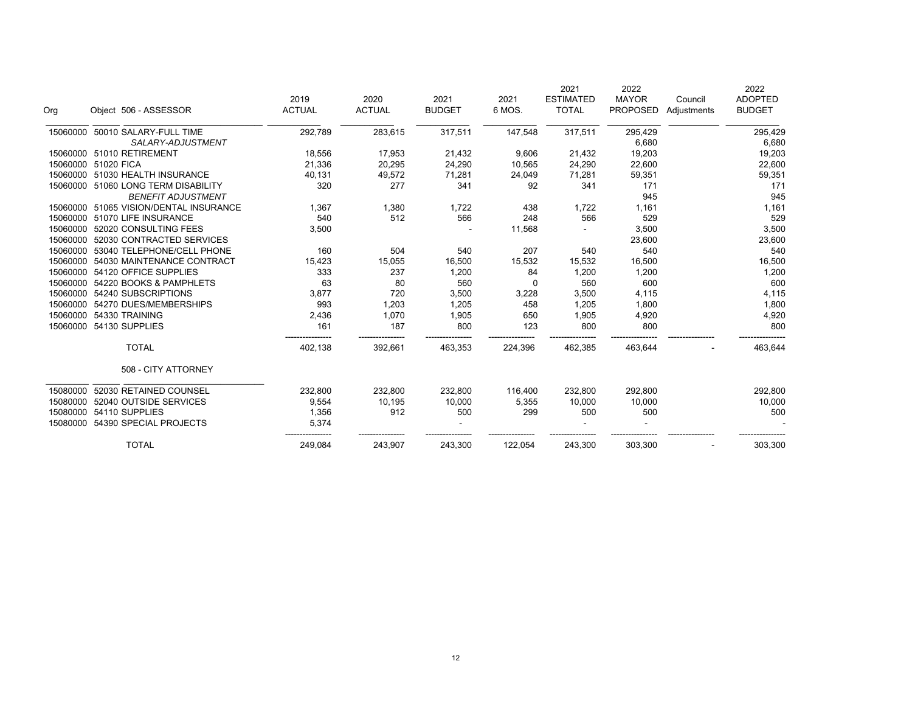| Org | Object 506 - ASSESSOR | 2019 ACTUAL | 2020 ACTUAL | 2021 BUDGET | 2021 6 MOS. | 2021 ESTIMATED TOTAL | 2022 MAYOR PROPOSED | Council Adjustments | 2022 ADOPTED BUDGET |
|---|---|---|---|---|---|---|---|---|---|
| 15060000 | 50010 SALARY-FULL TIME | 292,789 | 283,615 | 317,511 | 147,548 | 317,511 | 295,429 | | 295,429 |
| | *SALARY-ADJUSTMENT* | | | | | | 6,680 | | 6,680 |
| 15060000 | 51010 RETIREMENT | 18,556 | 17,953 | 21,432 | 9,606 | 21,432 | 19,203 | | 19,203 |
| 15060000 | 51020 FICA | 21,336 | 20,295 | 24,290 | 10,565 | 24,290 | 22,600 | | 22,600 |
| 15060000 | 51030 HEALTH INSURANCE | 40,131 | 49,572 | 71,281 | 24,049 | 71,281 | 59,351 | | 59,351 |
| 15060000 | 51060 LONG TERM DISABILITY | 320 | 277 | 341 | 92 | 341 | 171 | | 171 |
| | *BENEFIT ADJUSTMENT* | | | | | | 945 | | 945 |
| 15060000 | 51065 VISION/DENTAL INSURANCE | 1,367 | 1,380 | 1,722 | 438 | 1,722 | 1,161 | | 1,161 |
| 15060000 | 51070 LIFE INSURANCE | 540 | 512 | 566 | 248 | 566 | 529 | | 529 |
| 15060000 | 52020 CONSULTING FEES | 3,500 | | - | 11,568 | - | 3,500 | | 3,500 |
| 15060000 | 52030 CONTRACTED SERVICES | | | | | | 23,600 | | 23,600 |
| 15060000 | 53040 TELEPHONE/CELL PHONE | 160 | 504 | 540 | 207 | 540 | 540 | | 540 |
| 15060000 | 54030 MAINTENANCE CONTRACT | 15,423 | 15,055 | 16,500 | 15,532 | 15,532 | 16,500 | | 16,500 |
| 15060000 | 54120 OFFICE SUPPLIES | 333 | 237 | 1,200 | 84 | 1,200 | 1,200 | | 1,200 |
| 15060000 | 54220 BOOKS & PAMPHLETS | 63 | 80 | 560 | 0 | 560 | 600 | | 600 |
| 15060000 | 54240 SUBSCRIPTIONS | 3,877 | 720 | 3,500 | 3,228 | 3,500 | 4,115 | | 4,115 |
| 15060000 | 54270 DUES/MEMBERSHIPS | 993 | 1,203 | 1,205 | 458 | 1,205 | 1,800 | | 1,800 |
| 15060000 | 54330 TRAINING | 2,436 | 1,070 | 1,905 | 650 | 1,905 | 4,920 | | 4,920 |
| 15060000 | 54130 SUPPLIES | 161 | 187 | 800 | 123 | 800 | 800 | | 800 |
| | TOTAL | 402,138 | 392,661 | 463,353 | 224,396 | 462,385 | 463,644 | - | 463,644 |

| Org | Object 508 - CITY ATTORNEY | 2019 ACTUAL | 2020 ACTUAL | 2021 BUDGET | 2021 6 MOS. | 2021 ESTIMATED TOTAL | 2022 MAYOR PROPOSED | Council Adjustments | 2022 ADOPTED BUDGET |
|---|---|---|---|---|---|---|---|---|---|
| 15080000 | 52030 RETAINED COUNSEL | 232,800 | 232,800 | 232,800 | 116,400 | 232,800 | 292,800 | | 292,800 |
| 15080000 | 52040 OUTSIDE SERVICES | 9,554 | 10,195 | 10,000 | 5,355 | 10,000 | 10,000 | | 10,000 |
| 15080000 | 54110 SUPPLIES | 1,356 | 912 | 500 | 299 | 500 | 500 | | 500 |
| 15080000 | 54390 SPECIAL PROJECTS | 5,374 | | - | | - | - | | - |
| | TOTAL | 249,084 | 243,907 | 243,300 | 122,054 | 243,300 | 303,300 | - | 303,300 |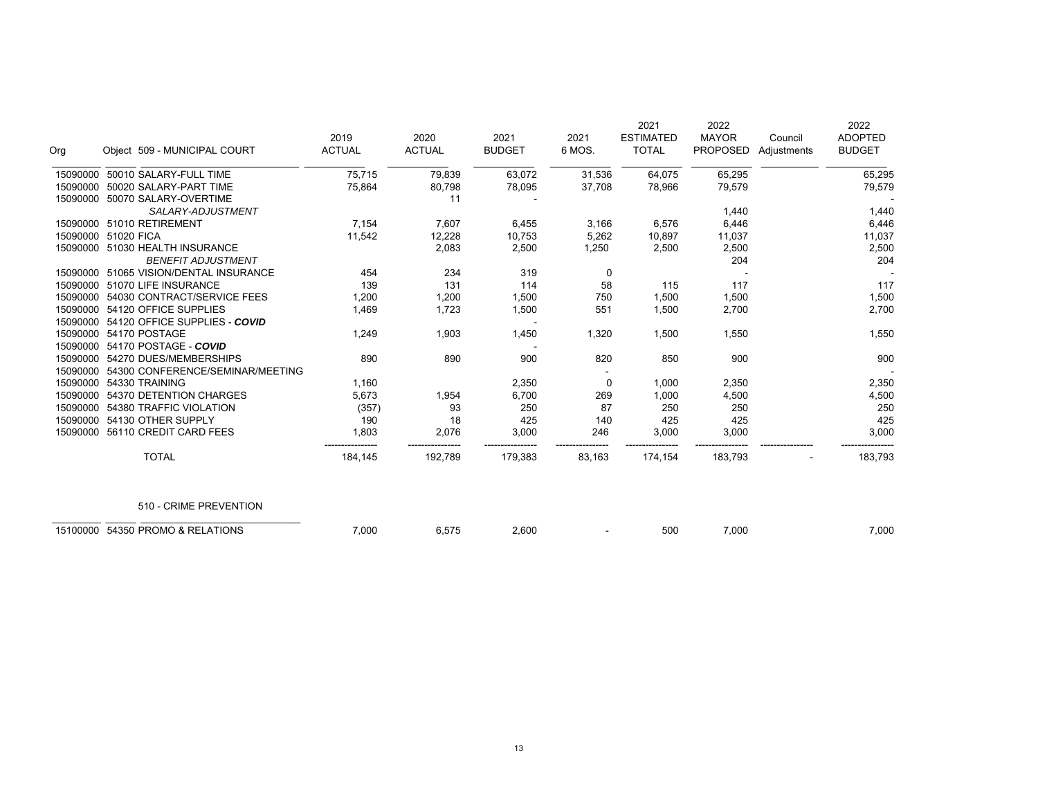| Org | Object 509 - MUNICIPAL COURT | 2019 ACTUAL | 2020 ACTUAL | 2021 BUDGET | 2021 6 MOS. | 2021 ESTIMATED TOTAL | 2022 MAYOR PROPOSED | Council Adjustments | 2022 ADOPTED BUDGET |
|---|---|---|---|---|---|---|---|---|---|
| 15090000 | 50010 SALARY-FULL TIME | 75,715 | 79,839 | 63,072 | 31,536 | 64,075 | 65,295 | | 65,295 |
| 15090000 | 50020 SALARY-PART TIME | 75,864 | 80,798 | 78,095 | 37,708 | 78,966 | 79,579 | | 79,579 |
| 15090000 | 50070 SALARY-OVERTIME | | 11 | - | | | | | - |
| | *SALARY-ADJUSTMENT* | | | | | | 1,440 | | 1,440 |
| 15090000 | 51010 RETIREMENT | 7,154 | 7,607 | 6,455 | 3,166 | 6,576 | 6,446 | | 6,446 |
| 15090000 | 51020 FICA | 11,542 | 12,228 | 10,753 | 5,262 | 10,897 | 11,037 | | 11,037 |
| 15090000 | 51030 HEALTH INSURANCE | | 2,083 | 2,500 | 1,250 | 2,500 | 2,500 | | 2,500 |
| | *BENEFIT ADJUSTMENT* | | | | | | 204 | | 204 |
| 15090000 | 51065 VISION/DENTAL INSURANCE | 454 | 234 | 319 | 0 | | - | | - |
| 15090000 | 51070 LIFE INSURANCE | 139 | 131 | 114 | 58 | 115 | 117 | | 117 |
| 15090000 | 54030 CONTRACT/SERVICE FEES | 1,200 | 1,200 | 1,500 | 750 | 1,500 | 1,500 | | 1,500 |
| 15090000 | 54120 OFFICE SUPPLIES | 1,469 | 1,723 | 1,500 | 551 | 1,500 | 2,700 | | 2,700 |
| 15090000 | 54120 OFFICE SUPPLIES - ***COVID*** | | | - | | | | | |
| 15090000 | 54170 POSTAGE | 1,249 | 1,903 | 1,450 | 1,320 | 1,500 | 1,550 | | 1,550 |
| 15090000 | 54170 POSTAGE - ***COVID*** | | | - | | | | | |
| 15090000 | 54270 DUES/MEMBERSHIPS | 890 | 890 | 900 | 820 | 850 | 900 | | 900 |
| 15090000 | 54300 CONFERENCE/SEMINAR/MEETING | | | | - | | | | - |
| 15090000 | 54330 TRAINING | 1,160 | | 2,350 | 0 | 1,000 | 2,350 | | 2,350 |
| 15090000 | 54370 DETENTION CHARGES | 5,673 | 1,954 | 6,700 | 269 | 1,000 | 4,500 | | 4,500 |
| 15090000 | 54380 TRAFFIC VIOLATION | (357) | 93 | 250 | 87 | 250 | 250 | | 250 |
| 15090000 | 54130 OTHER SUPPLY | 190 | 18 | 425 | 140 | 425 | 425 | | 425 |
| 15090000 | 56110 CREDIT CARD FEES | 1,803 | 2,076 | 3,000 | 246 | 3,000 | 3,000 | | 3,000 |
| | TOTAL | 184,145 | 192,789 | 179,383 | 83,163 | 174,154 | 183,793 | - | 183,793 |

| Org | Object 510 - CRIME PREVENTION | 2019 ACTUAL | 2020 ACTUAL | 2021 BUDGET | 2021 6 MOS. | 2021 ESTIMATED TOTAL | 2022 MAYOR PROPOSED | Council Adjustments | 2022 ADOPTED BUDGET |
|---|---|---|---|---|---|---|---|---|---|
| 15100000 | 54350 PROMO & RELATIONS | 7,000 | 6,575 | 2,600 | - | 500 | 7,000 | | 7,000 |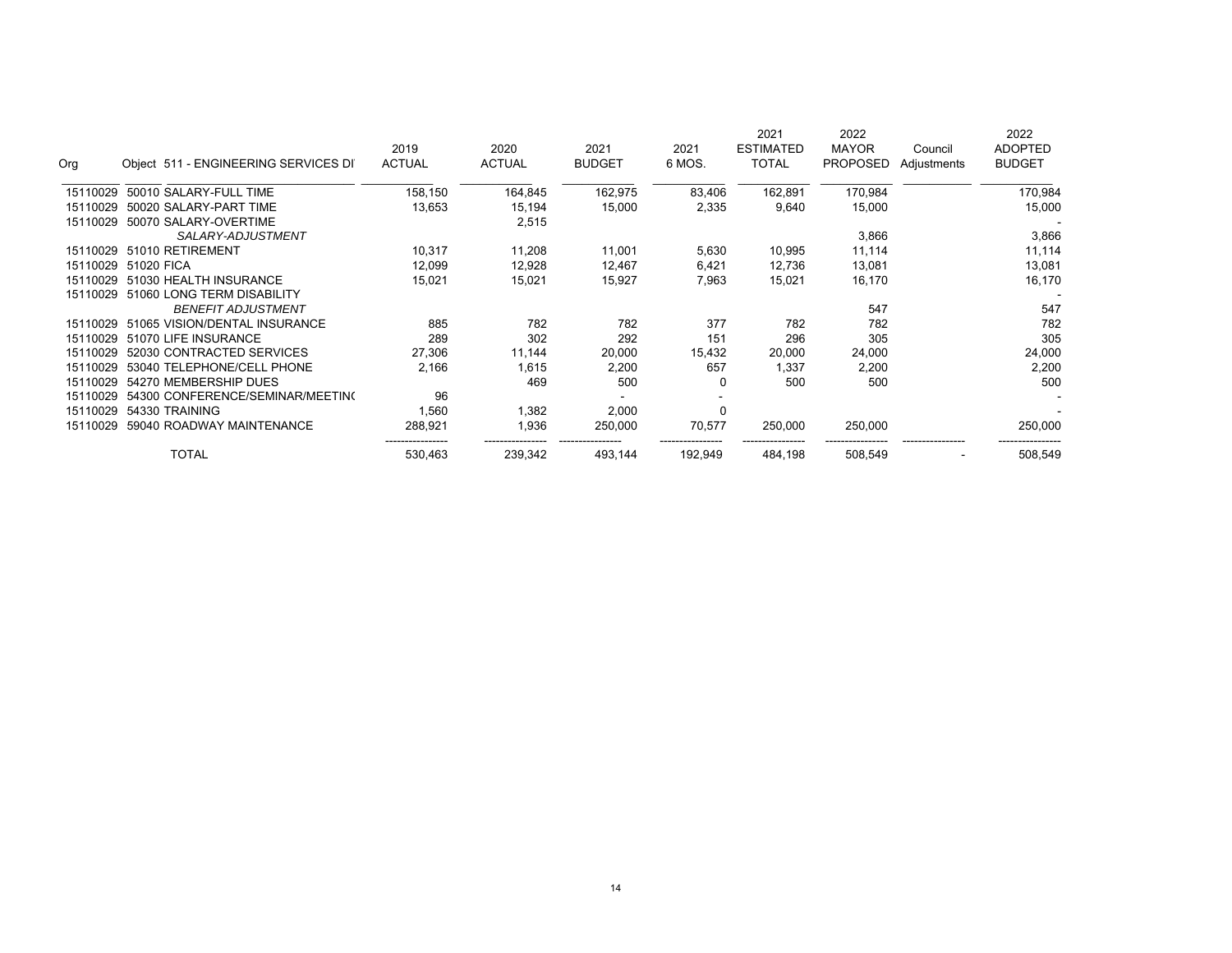| Org | Object 511 - ENGINEERING SERVICES DI | 2019 ACTUAL | 2020 ACTUAL | 2021 BUDGET | 2021 6 MOS. | 2021 ESTIMATED TOTAL | 2022 MAYOR PROPOSED | Council Adjustments | 2022 ADOPTED BUDGET |
|---|---|---|---|---|---|---|---|---|---|
| 15110029 | 50010 SALARY-FULL TIME | 158,150 | 164,845 | 162,975 | 83,406 | 162,891 | 170,984 | | 170,984 |
| 15110029 | 50020 SALARY-PART TIME | 13,653 | 15,194 | 15,000 | 2,335 | 9,640 | 15,000 | | 15,000 |
| 15110029 | 50070 SALARY-OVERTIME | | 2,515 | | | | | | - |
| | *SALARY-ADJUSTMENT* | | | | | | 3,866 | | 3,866 |
| 15110029 | 51010 RETIREMENT | 10,317 | 11,208 | 11,001 | 5,630 | 10,995 | 11,114 | | 11,114 |
| 15110029 | 51020 FICA | 12,099 | 12,928 | 12,467 | 6,421 | 12,736 | 13,081 | | 13,081 |
| 15110029 | 51030 HEALTH INSURANCE | 15,021 | 15,021 | 15,927 | 7,963 | 15,021 | 16,170 | | 16,170 |
| 15110029 | 51060 LONG TERM DISABILITY | | | | | | | | - |
| | *BENEFIT ADJUSTMENT* | | | | | | 547 | | 547 |
| 15110029 | 51065 VISION/DENTAL INSURANCE | 885 | 782 | 782 | 377 | 782 | 782 | | 782 |
| 15110029 | 51070 LIFE INSURANCE | 289 | 302 | 292 | 151 | 296 | 305 | | 305 |
| 15110029 | 52030 CONTRACTED SERVICES | 27,306 | 11,144 | 20,000 | 15,432 | 20,000 | 24,000 | | 24,000 |
| 15110029 | 53040 TELEPHONE/CELL PHONE | 2,166 | 1,615 | 2,200 | 657 | 1,337 | 2,200 | | 2,200 |
| 15110029 | 54270 MEMBERSHIP DUES | | 469 | 500 | 0 | 500 | 500 | | 500 |
| 15110029 | 54300 CONFERENCE/SEMINAR/MEETIN( | 96 | | - | - | | | | - |
| 15110029 | 54330 TRAINING | 1,560 | 1,382 | 2,000 | 0 | | | | - |
| 15110029 | 59040 ROADWAY MAINTENANCE | 288,921 | 1,936 | 250,000 | 70,577 | 250,000 | 250,000 | | 250,000 |
| | TOTAL | 530,463 | 239,342 | 493,144 | 192,949 | 484,198 | 508,549 | - | 508,549 |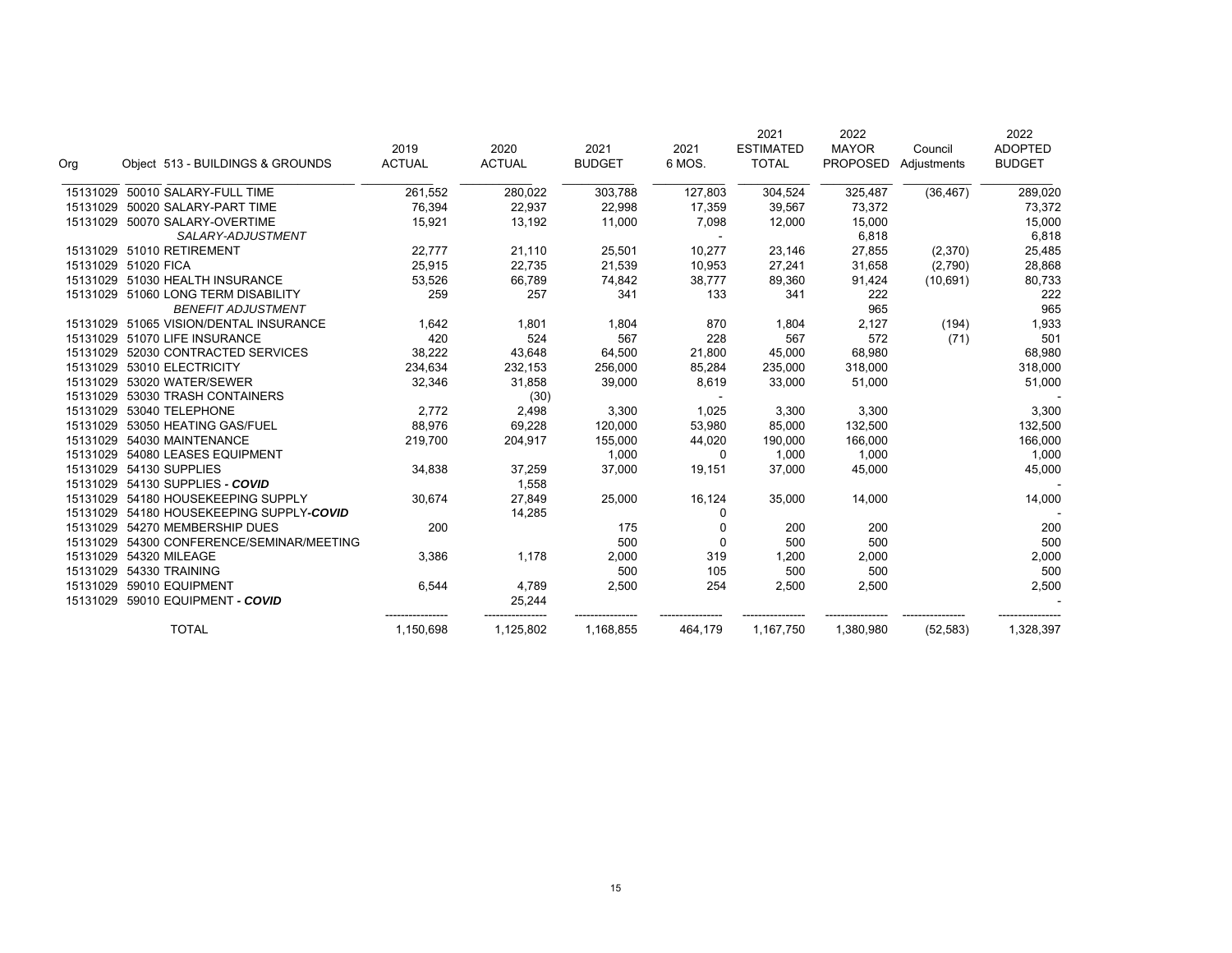| Org | Object 513 - BUILDINGS & GROUNDS | 2019 ACTUAL | 2020 ACTUAL | 2021 BUDGET | 2021 6 MOS. | 2021 ESTIMATED TOTAL | 2022 MAYOR PROPOSED | Council Adjustments | 2022 ADOPTED BUDGET |
|---|---|---|---|---|---|---|---|---|---|
| 15131029 | 50010 SALARY-FULL TIME | 261,552 | 280,022 | 303,788 | 127,803 | 304,524 | 325,487 | (36,467) | 289,020 |
| 15131029 | 50020 SALARY-PART TIME | 76,394 | 22,937 | 22,998 | 17,359 | 39,567 | 73,372 | | 73,372 |
| 15131029 | 50070 SALARY-OVERTIME | 15,921 | 13,192 | 11,000 | 7,098 | 12,000 | 15,000 | | 15,000 |
| | *SALARY-ADJUSTMENT* | | | | - | | 6,818 | | 6,818 |
| 15131029 | 51010 RETIREMENT | 22,777 | 21,110 | 25,501 | 10,277 | 23,146 | 27,855 | (2,370) | 25,485 |
| 15131029 | 51020 FICA | 25,915 | 22,735 | 21,539 | 10,953 | 27,241 | 31,658 | (2,790) | 28,868 |
| 15131029 | 51030 HEALTH INSURANCE | 53,526 | 66,789 | 74,842 | 38,777 | 89,360 | 91,424 | (10,691) | 80,733 |
| 15131029 | 51060 LONG TERM DISABILITY | 259 | 257 | 341 | 133 | 341 | 222 | | 222 |
| | *BENEFIT ADJUSTMENT* | | | | | | 965 | | 965 |
| 15131029 | 51065 VISION/DENTAL INSURANCE | 1,642 | 1,801 | 1,804 | 870 | 1,804 | 2,127 | (194) | 1,933 |
| 15131029 | 51070 LIFE INSURANCE | 420 | 524 | 567 | 228 | 567 | 572 | (71) | 501 |
| 15131029 | 52030 CONTRACTED SERVICES | 38,222 | 43,648 | 64,500 | 21,800 | 45,000 | 68,980 | | 68,980 |
| 15131029 | 53010 ELECTRICITY | 234,634 | 232,153 | 256,000 | 85,284 | 235,000 | 318,000 | | 318,000 |
| 15131029 | 53020 WATER/SEWER | 32,346 | 31,858 | 39,000 | 8,619 | 33,000 | 51,000 | | 51,000 |
| 15131029 | 53030 TRASH CONTAINERS | | (30) | | - | | | | - |
| 15131029 | 53040 TELEPHONE | 2,772 | 2,498 | 3,300 | 1,025 | 3,300 | 3,300 | | 3,300 |
| 15131029 | 53050 HEATING GAS/FUEL | 88,976 | 69,228 | 120,000 | 53,980 | 85,000 | 132,500 | | 132,500 |
| 15131029 | 54030 MAINTENANCE | 219,700 | 204,917 | 155,000 | 44,020 | 190,000 | 166,000 | | 166,000 |
| 15131029 | 54080 LEASES EQUIPMENT | | | 1,000 | 0 | 1,000 | 1,000 | | 1,000 |
| 15131029 | 54130 SUPPLIES | 34,838 | 37,259 | 37,000 | 19,151 | 37,000 | 45,000 | | 45,000 |
| 15131029 | 54130 SUPPLIES ***- COVID*** | | 1,558 | | | | | | - |
| 15131029 | 54180 HOUSEKEEPING SUPPLY | 30,674 | 27,849 | 25,000 | 16,124 | 35,000 | 14,000 | | 14,000 |
| 15131029 | 54180 HOUSEKEEPING SUPPLY***-COVID*** | | 14,285 | | 0 | | | | - |
| 15131029 | 54270 MEMBERSHIP DUES | 200 | | 175 | 0 | 200 | 200 | | 200 |
| 15131029 | 54300 CONFERENCE/SEMINAR/MEETING | | | 500 | 0 | 500 | 500 | | 500 |
| 15131029 | 54320 MILEAGE | 3,386 | 1,178 | 2,000 | 319 | 1,200 | 2,000 | | 2,000 |
| 15131029 | 54330 TRAINING | | | 500 | 105 | 500 | 500 | | 500 |
| 15131029 | 59010 EQUIPMENT | 6,544 | 4,789 | 2,500 | 254 | 2,500 | 2,500 | | 2,500 |
| 15131029 | 59010 EQUIPMENT ***- COVID*** | | 25,244 | | | | | | - |
| | TOTAL | 1,150,698 | 1,125,802 | 1,168,855 | 464,179 | 1,167,750 | 1,380,980 | (52,583) | 1,328,397 |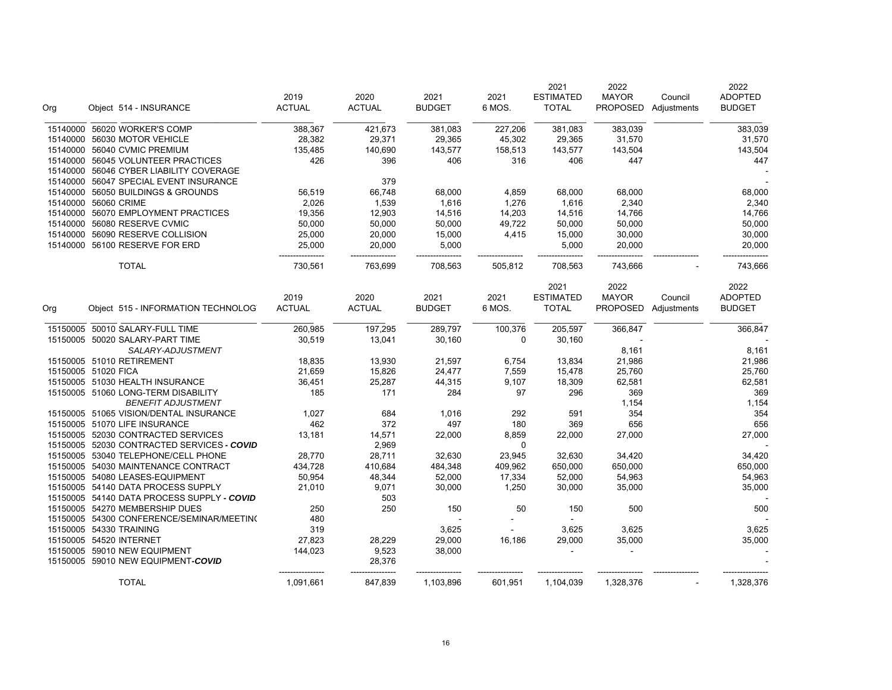| Org | Object 514 - INSURANCE | 2019 ACTUAL | 2020 ACTUAL | 2021 BUDGET | 2021 6 MOS. | 2021 ESTIMATED TOTAL | 2022 MAYOR PROPOSED | Council Adjustments | 2022 ADOPTED BUDGET |
|---|---|---|---|---|---|---|---|---|---|
| 15140000 | 56020 WORKER'S COMP | 388,367 | 421,673 | 381,083 | 227,206 | 381,083 | 383,039 | | 383,039 |
| 15140000 | 56030 MOTOR VEHICLE | 28,382 | 29,371 | 29,365 | 45,302 | 29,365 | 31,570 | | 31,570 |
| 15140000 | 56040 CVMIC PREMIUM | 135,485 | 140,690 | 143,577 | 158,513 | 143,577 | 143,504 | | 143,504 |
| 15140000 | 56045 VOLUNTEER PRACTICES | 426 | 396 | 406 | 316 | 406 | 447 | | 447 |
| 15140000 | 56046 CYBER LIABILITY COVERAGE | | | | | | | | - |
| 15140000 | 56047 SPECIAL EVENT INSURANCE | | 379 | | | | | | - |
| 15140000 | 56050 BUILDINGS & GROUNDS | 56,519 | 66,748 | 68,000 | 4,859 | 68,000 | 68,000 | | 68,000 |
| 15140000 | 56060 CRIME | 2,026 | 1,539 | 1,616 | 1,276 | 1,616 | 2,340 | | 2,340 |
| 15140000 | 56070 EMPLOYMENT PRACTICES | 19,356 | 12,903 | 14,516 | 14,203 | 14,516 | 14,766 | | 14,766 |
| 15140000 | 56080 RESERVE CVMIC | 50,000 | 50,000 | 50,000 | 49,722 | 50,000 | 50,000 | | 50,000 |
| 15140000 | 56090 RESERVE COLLISION | 25,000 | 20,000 | 15,000 | 4,415 | 15,000 | 30,000 | | 30,000 |
| 15140000 | 56100 RESERVE FOR ERD | 25,000 | 20,000 | 5,000 | | 5,000 | 20,000 | | 20,000 |
| | TOTAL | 730,561 | 763,699 | 708,563 | 505,812 | 708,563 | 743,666 | - | 743,666 |

| Org | Object 515 - INFORMATION TECHNOLOG | 2019 ACTUAL | 2020 ACTUAL | 2021 BUDGET | 2021 6 MOS. | 2021 ESTIMATED TOTAL | 2022 MAYOR PROPOSED | Council Adjustments | 2022 ADOPTED BUDGET |
|---|---|---|---|---|---|---|---|---|---|
| 15150005 | 50010 SALARY-FULL TIME | 260,985 | 197,295 | 289,797 | 100,376 | 205,597 | 366,847 | | 366,847 |
| 15150005 | 50020 SALARY-PART TIME | 30,519 | 13,041 | 30,160 | 0 | 30,160 | - | | - |
| | *SALARY-ADJUSTMENT* | | | | | | 8,161 | | 8,161 |
| 15150005 | 51010 RETIREMENT | 18,835 | 13,930 | 21,597 | 6,754 | 13,834 | 21,986 | | 21,986 |
| 15150005 | 51020 FICA | 21,659 | 15,826 | 24,477 | 7,559 | 15,478 | 25,760 | | 25,760 |
| 15150005 | 51030 HEALTH INSURANCE | 36,451 | 25,287 | 44,315 | 9,107 | 18,309 | 62,581 | | 62,581 |
| 15150005 | 51060 LONG-TERM DISABILITY | 185 | 171 | 284 | 97 | 296 | 369 | | 369 |
| | *BENEFIT ADJUSTMENT* | | | | | | 1,154 | | 1,154 |
| 15150005 | 51065 VISION/DENTAL INSURANCE | 1,027 | 684 | 1,016 | 292 | 591 | 354 | | 354 |
| 15150005 | 51070 LIFE INSURANCE | 462 | 372 | 497 | 180 | 369 | 656 | | 656 |
| 15150005 | 52030 CONTRACTED SERVICES | 13,181 | 14,571 | 22,000 | 8,859 | 22,000 | 27,000 | | 27,000 |
| 15150005 | 52030 CONTRACTED SERVICES ***- COVID*** | | 2,969 | | 0 | | | | - |
| 15150005 | 53040 TELEPHONE/CELL PHONE | 28,770 | 28,711 | 32,630 | 23,945 | 32,630 | 34,420 | | 34,420 |
| 15150005 | 54030 MAINTENANCE CONTRACT | 434,728 | 410,684 | 484,348 | 409,962 | 650,000 | 650,000 | | 650,000 |
| 15150005 | 54080 LEASES-EQUIPMENT | 50,954 | 48,344 | 52,000 | 17,334 | 52,000 | 54,963 | | 54,963 |
| 15150005 | 54140 DATA PROCESS SUPPLY | 21,010 | 9,071 | 30,000 | 1,250 | 30,000 | 35,000 | | 35,000 |
| 15150005 | 54140 DATA PROCESS SUPPLY ***- COVID*** | | 503 | | | | | | - |
| 15150005 | 54270 MEMBERSHIP DUES | 250 | 250 | 150 | 50 | 150 | 500 | | 500 |
| 15150005 | 54300 CONFERENCE/SEMINAR/MEETIN( | 480 | | - | - | - | | | - |
| 15150005 | 54330 TRAINING | 319 | | 3,625 | - | 3,625 | 3,625 | | 3,625 |
| 15150005 | 54520 INTERNET | 27,823 | 28,229 | 29,000 | 16,186 | 29,000 | 35,000 | | 35,000 |
| 15150005 | 59010 NEW EQUIPMENT | 144,023 | 9,523 | 38,000 | | - | - | | - |
| 15150005 | 59010 NEW EQUIPMENT-***COVID*** | | 28,376 | | | | | | - |
| | TOTAL | 1,091,661 | 847,839 | 1,103,896 | 601,951 | 1,104,039 | 1,328,376 | - | 1,328,376 |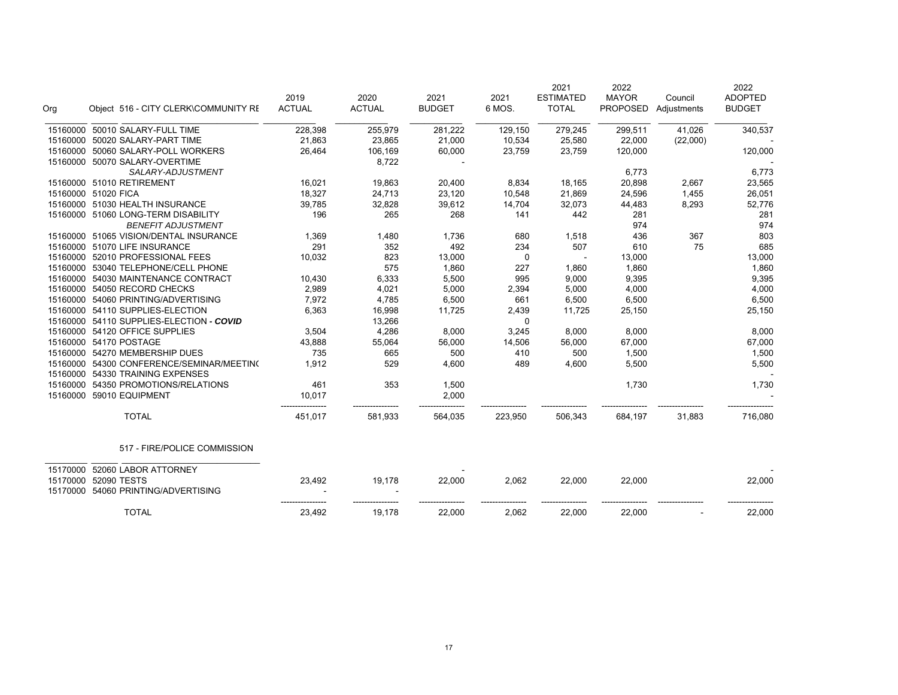| Org | Object | 516 - CITY CLERK\COMMUNITY RE | 2019 ACTUAL | 2020 ACTUAL | 2021 BUDGET | 2021 6 MOS. | 2021 ESTIMATED TOTAL | 2022 MAYOR PROPOSED | Council Adjustments | 2022 ADOPTED BUDGET |
|---|---|---|---|---|---|---|---|---|---|---|
| 15160000 | 50010 | SALARY-FULL TIME | 228,398 | 255,979 | 281,222 | 129,150 | 279,245 | 299,511 | 41,026 | 340,537 |
| 15160000 | 50020 | SALARY-PART TIME | 21,863 | 23,865 | 21,000 | 10,534 | 25,580 | 22,000 | (22,000) | - |
| 15160000 | 50060 | SALARY-POLL WORKERS | 26,464 | 106,169 | 60,000 | 23,759 | 23,759 | 120,000 | | 120,000 |
| 15160000 | 50070 | SALARY-OVERTIME | | 8,722 | - | | | | | - |
| | | *SALARY-ADJUSTMENT* | | | | | | 6,773 | | 6,773 |
| 15160000 | 51010 | RETIREMENT | 16,021 | 19,863 | 20,400 | 8,834 | 18,165 | 20,898 | 2,667 | 23,565 |
| 15160000 | 51020 | FICA | 18,327 | 24,713 | 23,120 | 10,548 | 21,869 | 24,596 | 1,455 | 26,051 |
| 15160000 | 51030 | HEALTH INSURANCE | 39,785 | 32,828 | 39,612 | 14,704 | 32,073 | 44,483 | 8,293 | 52,776 |
| 15160000 | 51060 | LONG-TERM DISABILITY | 196 | 265 | 268 | 141 | 442 | 281 | | 281 |
| | | *BENEFIT ADJUSTMENT* | | | | | | 974 | | 974 |
| 15160000 | 51065 | VISION/DENTAL INSURANCE | 1,369 | 1,480 | 1,736 | 680 | 1,518 | 436 | 367 | 803 |
| 15160000 | 51070 | LIFE INSURANCE | 291 | 352 | 492 | 234 | 507 | 610 | 75 | 685 |
| 15160000 | 52010 | PROFESSIONAL FEES | 10,032 | 823 | 13,000 | 0 | - | 13,000 | | 13,000 |
| 15160000 | 53040 | TELEPHONE/CELL PHONE | | 575 | 1,860 | 227 | 1,860 | 1,860 | | 1,860 |
| 15160000 | 54030 | MAINTENANCE CONTRACT | 10,430 | 6,333 | 5,500 | 995 | 9,000 | 9,395 | | 9,395 |
| 15160000 | 54050 | RECORD CHECKS | 2,989 | 4,021 | 5,000 | 2,394 | 5,000 | 4,000 | | 4,000 |
| 15160000 | 54060 | PRINTING/ADVERTISING | 7,972 | 4,785 | 6,500 | 661 | 6,500 | 6,500 | | 6,500 |
| 15160000 | 54110 | SUPPLIES-ELECTION | 6,363 | 16,998 | 11,725 | 2,439 | 11,725 | 25,150 | | 25,150 |
| 15160000 | 54110 | SUPPLIES-ELECTION ***- COVID*** | | 13,266 | | 0 | | | | |
| 15160000 | 54120 | OFFICE SUPPLIES | 3,504 | 4,286 | 8,000 | 3,245 | 8,000 | 8,000 | | 8,000 |
| 15160000 | 54170 | POSTAGE | 43,888 | 55,064 | 56,000 | 14,506 | 56,000 | 67,000 | | 67,000 |
| 15160000 | 54270 | MEMBERSHIP DUES | 735 | 665 | 500 | 410 | 500 | 1,500 | | 1,500 |
| 15160000 | 54300 | CONFERENCE/SEMINAR/MEETIN( | 1,912 | 529 | 4,600 | 489 | 4,600 | 5,500 | | 5,500 |
| 15160000 | 54330 | TRAINING EXPENSES | | | | | | | | - |
| 15160000 | 54350 | PROMOTIONS/RELATIONS | 461 | 353 | 1,500 | | | 1,730 | | 1,730 |
| 15160000 | 59010 | EQUIPMENT | 10,017 | | 2,000 | | | | | - |
| | | TOTAL | 451,017 | 581,933 | 564,035 | 223,950 | 506,343 | 684,197 | 31,883 | 716,080 |

| Org | Object | 517 - FIRE/POLICE COMMISSION | 2019 ACTUAL | 2020 ACTUAL | 2021 BUDGET | 2021 6 MOS. | 2021 ESTIMATED TOTAL | 2022 MAYOR PROPOSED | Council Adjustments | 2022 ADOPTED BUDGET |
|---|---|---|---|---|---|---|---|---|---|---|
| 15170000 | 52060 | LABOR ATTORNEY | | | - | | | | | - |
| 15170000 | 52090 | TESTS | 23,492 | 19,178 | 22,000 | 2,062 | 22,000 | 22,000 | | 22,000 |
| 15170000 | 54060 | PRINTING/ADVERTISING | - | - | | | | | | |
| | | TOTAL | 23,492 | 19,178 | 22,000 | 2,062 | 22,000 | 22,000 | - | 22,000 |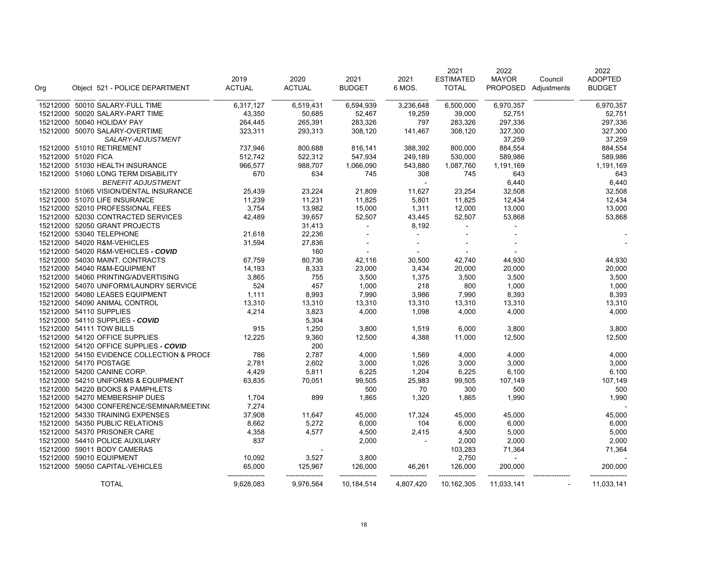| Org | Object 521 - POLICE DEPARTMENT | 2019 ACTUAL | 2020 ACTUAL | 2021 BUDGET | 2021 6 MOS. | 2021 ESTIMATED TOTAL | 2022 MAYOR PROPOSED | Council Adjustments | 2022 ADOPTED BUDGET |
|---|---|---|---|---|---|---|---|---|---|
| 15212000 | 50010 SALARY-FULL TIME | 6,317,127 | 6,519,431 | 6,594,939 | 3,236,648 | 6,500,000 | 6,970,357 | | 6,970,357 |
| 15212000 | 50020 SALARY-PART TIME | 43,350 | 50,685 | 52,467 | 19,259 | 39,000 | 52,751 | | 52,751 |
| 15212000 | 50040 HOLIDAY PAY | 264,445 | 265,391 | 283,326 | 797 | 283,326 | 297,336 | | 297,336 |
| 15212000 | 50070 SALARY-OVERTIME | 323,311 | 293,313 | 308,120 | 141,467 | 308,120 | 327,300 | | 327,300 |
| | *SALARY-ADJUSTMENT* | | | | | | 37,259 | | 37,259 |
| 15212000 | 51010 RETIREMENT | 737,946 | 800,688 | 816,141 | 388,392 | 800,000 | 884,554 | | 884,554 |
| 15212000 | 51020 FICA | 512,742 | 522,312 | 547,934 | 249,189 | 530,000 | 589,986 | | 589,986 |
| 15212000 | 51030 HEALTH INSURANCE | 966,577 | 988,707 | 1,066,090 | 543,880 | 1,087,760 | 1,191,169 | | 1,191,169 |
| 15212000 | 51060 LONG TERM DISABILITY | 670 | 634 | 745 | 308 | 745 | 643 | | 643 |
| | *BENEFIT ADJUSTMENT* | | | | - | | 6,440 | | 6,440 |
| 15212000 | 51065 VISION/DENTAL INSURANCE | 25,439 | 23,224 | 21,809 | 11,627 | 23,254 | 32,508 | | 32,508 |
| 15212000 | 51070 LIFE INSURANCE | 11,239 | 11,231 | 11,825 | 5,801 | 11,825 | 12,434 | | 12,434 |
| 15212000 | 52010 PROFESSIONAL FEES | 3,754 | 13,982 | 15,000 | 1,311 | 12,000 | 13,000 | | 13,000 |
| 15212000 | 52030 CONTRACTED SERVICES | 42,489 | 39,657 | 52,507 | 43,445 | 52,507 | 53,868 | | 53,868 |
| 15212000 | 52050 GRANT PROJECTS | | 31,413 | - | 8,192 | - | - | | |
| 15212000 | 53040 TELEPHONE | 21,618 | 22,236 | - | - | - | - | | - |
| 15212000 | 54020 R&M-VEHICLES | 31,594 | 27,836 | - | - | - | - | | - |
| 15212000 | 54020 R&M-VEHICLES ***- COVID*** | | 160 | - | - | - | - | | |
| 15212000 | 54030 MAINT. CONTRACTS | 67,759 | 80,736 | 42,116 | 30,500 | 42,740 | 44,930 | | 44,930 |
| 15212000 | 54040 R&M-EQUIPMENT | 14,193 | 8,333 | 23,000 | 3,434 | 20,000 | 20,000 | | 20,000 |
| 15212000 | 54060 PRINTING/ADVERTISING | 3,865 | 755 | 3,500 | 1,375 | 3,500 | 3,500 | | 3,500 |
| 15212000 | 54070 UNIFORM/LAUNDRY SERVICE | 524 | 457 | 1,000 | 218 | 800 | 1,000 | | 1,000 |
| 15212000 | 54080 LEASES EQUIPMENT | 1,111 | 8,993 | 7,990 | 3,986 | 7,990 | 8,393 | | 8,393 |
| 15212000 | 54090 ANIMAL CONTROL | 13,310 | 13,310 | 13,310 | 13,310 | 13,310 | 13,310 | | 13,310 |
| 15212000 | 54110 SUPPLIES | 4,214 | 3,823 | 4,000 | 1,098 | 4,000 | 4,000 | | 4,000 |
| 15212000 | 54110 SUPPLIES ***- COVID*** | | 5,304 | | | | | | |
| 15212000 | 54111 TOW BILLS | 915 | 1,250 | 3,800 | 1,519 | 6,000 | 3,800 | | 3,800 |
| 15212000 | 54120 OFFICE SUPPLIES | 12,225 | 9,360 | 12,500 | 4,388 | 11,000 | 12,500 | | 12,500 |
| 15212000 | 54120 OFFICE SUPPLIES ***- COVID*** | | 200 | | | | | | |
| 15212000 | 54150 EVIDENCE COLLECTION & PROCE | 786 | 2,787 | 4,000 | 1,569 | 4,000 | 4,000 | | 4,000 |
| 15212000 | 54170 POSTAGE | 2,781 | 2,602 | 3,000 | 1,026 | 3,000 | 3,000 | | 3,000 |
| 15212000 | 54200 CANINE CORP. | 4,429 | 5,811 | 6,225 | 1,204 | 6,225 | 6,100 | | 6,100 |
| 15212000 | 54210 UNIFORMS & EQUIPMENT | 63,835 | 70,051 | 99,505 | 25,983 | 99,505 | 107,149 | | 107,149 |
| 15212000 | 54220 BOOKS & PAMPHLETS | | | 500 | 70 | 300 | 500 | | 500 |
| 15212000 | 54270 MEMBERSHIP DUES | 1,704 | 899 | 1,865 | 1,320 | 1,865 | 1,990 | | 1,990 |
| 15212000 | 54300 CONFERENCE/SEMINAR/MEETIN( | 7,274 | | | | | | | - |
| 15212000 | 54330 TRAINING EXPENSES | 37,908 | 11,647 | 45,000 | 17,324 | 45,000 | 45,000 | | 45,000 |
| 15212000 | 54350 PUBLIC RELATIONS | 8,662 | 5,272 | 6,000 | 104 | 6,000 | 6,000 | | 6,000 |
| 15212000 | 54370 PRISONER CARE | 4,358 | 4,577 | 4,500 | 2,415 | 4,500 | 5,000 | | 5,000 |
| 15212000 | 54410 POLICE AUXILIARY | 837 | | 2,000 | - | 2,000 | 2,000 | | 2,000 |
| 15212000 | 59011 BODY CAMERAS | | - | | | 103,283 | 71,364 | | 71,364 |
| 15212000 | 59010 EQUIPMENT | 10,092 | 3,527 | 3,800 | | 2,750 | - | | - |
| 15212000 | 59050 CAPITAL-VEHICLES | 65,000 | 125,967 | 126,000 | 46,261 | 126,000 | 200,000 | | 200,000 |
| | TOTAL | 9,628,083 | 9,976,564 | 10,184,514 | 4,807,420 | 10,162,305 | 11,033,141 | - | 11,033,141 |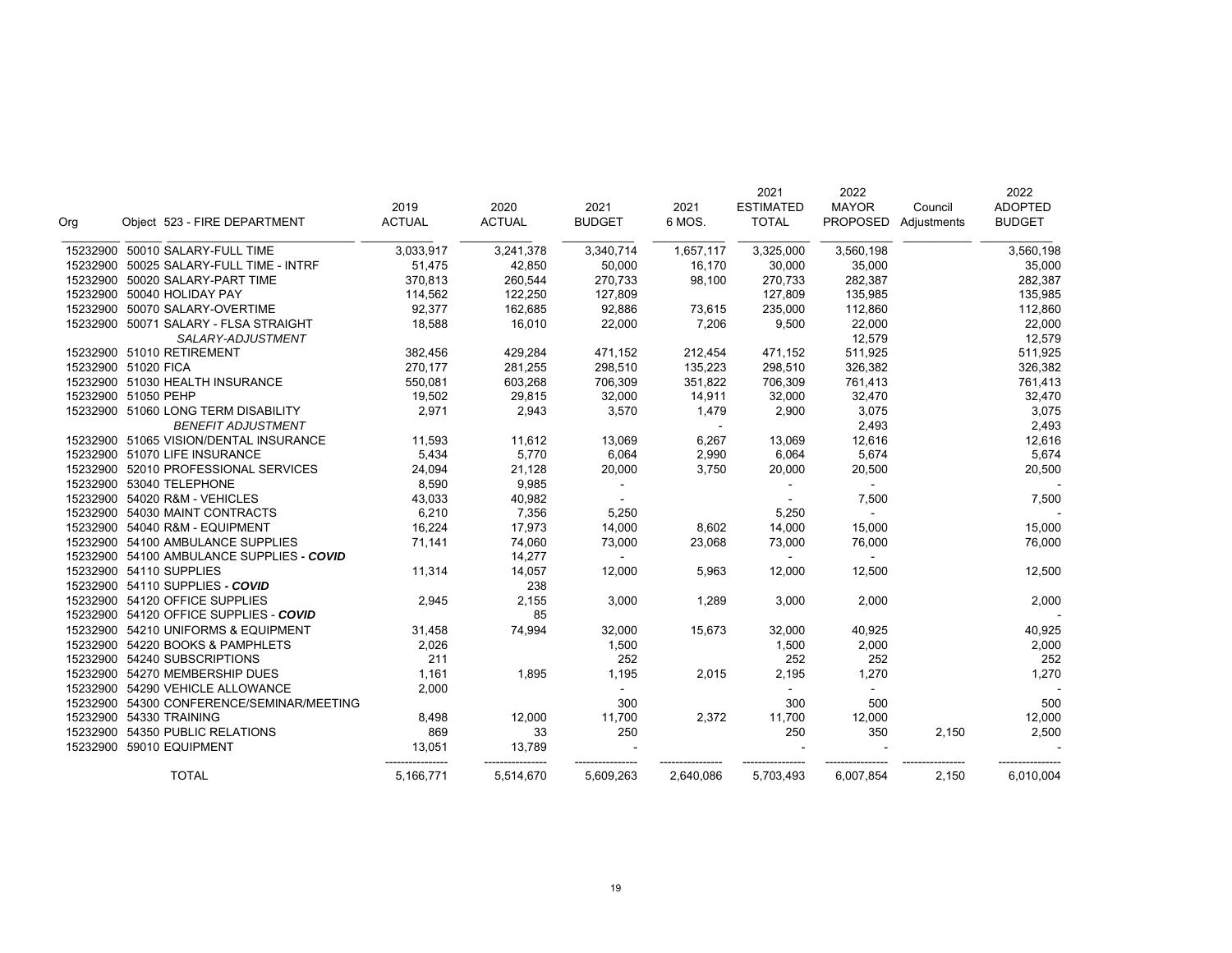| Org | Object 523 - FIRE DEPARTMENT | 2019 ACTUAL | 2020 ACTUAL | 2021 BUDGET | 2021 6 MOS. | 2021 ESTIMATED TOTAL | 2022 MAYOR PROPOSED | Council Adjustments | 2022 ADOPTED BUDGET |
|---|---|---|---|---|---|---|---|---|---|
| 15232900 | 50010 SALARY-FULL TIME | 3,033,917 | 3,241,378 | 3,340,714 | 1,657,117 | 3,325,000 | 3,560,198 | | 3,560,198 |
| 15232900 | 50025 SALARY-FULL TIME - INTRF | 51,475 | 42,850 | 50,000 | 16,170 | 30,000 | 35,000 | | 35,000 |
| 15232900 | 50020 SALARY-PART TIME | 370,813 | 260,544 | 270,733 | 98,100 | 270,733 | 282,387 | | 282,387 |
| 15232900 | 50040 HOLIDAY PAY | 114,562 | 122,250 | 127,809 | | 127,809 | 135,985 | | 135,985 |
| 15232900 | 50070 SALARY-OVERTIME | 92,377 | 162,685 | 92,886 | 73,615 | 235,000 | 112,860 | | 112,860 |
| 15232900 | 50071 SALARY - FLSA STRAIGHT | 18,588 | 16,010 | 22,000 | 7,206 | 9,500 | 22,000 | | 22,000 |
| | *SALARY-ADJUSTMENT* | | | | | | 12,579 | | 12,579 |
| 15232900 | 51010 RETIREMENT | 382,456 | 429,284 | 471,152 | 212,454 | 471,152 | 511,925 | | 511,925 |
| 15232900 | 51020 FICA | 270,177 | 281,255 | 298,510 | 135,223 | 298,510 | 326,382 | | 326,382 |
| 15232900 | 51030 HEALTH INSURANCE | 550,081 | 603,268 | 706,309 | 351,822 | 706,309 | 761,413 | | 761,413 |
| 15232900 | 51050 PEHP | 19,502 | 29,815 | 32,000 | 14,911 | 32,000 | 32,470 | | 32,470 |
| 15232900 | 51060 LONG TERM DISABILITY | 2,971 | 2,943 | 3,570 | 1,479 | 2,900 | 3,075 | | 3,075 |
| | *BENEFIT ADJUSTMENT* | | | | - | | 2,493 | | 2,493 |
| 15232900 | 51065 VISION/DENTAL INSURANCE | 11,593 | 11,612 | 13,069 | 6,267 | 13,069 | 12,616 | | 12,616 |
| 15232900 | 51070 LIFE INSURANCE | 5,434 | 5,770 | 6,064 | 2,990 | 6,064 | 5,674 | | 5,674 |
| 15232900 | 52010 PROFESSIONAL SERVICES | 24,094 | 21,128 | 20,000 | 3,750 | 20,000 | 20,500 | | 20,500 |
| 15232900 | 53040 TELEPHONE | 8,590 | 9,985 | - | | - | - | | - |
| 15232900 | 54020 R&M - VEHICLES | 43,033 | 40,982 | - | | - | 7,500 | | 7,500 |
| 15232900 | 54030 MAINT CONTRACTS | 6,210 | 7,356 | 5,250 | | 5,250 | - | | - |
| 15232900 | 54040 R&M - EQUIPMENT | 16,224 | 17,973 | 14,000 | 8,602 | 14,000 | 15,000 | | 15,000 |
| 15232900 | 54100 AMBULANCE SUPPLIES | 71,141 | 74,060 | 73,000 | 23,068 | 73,000 | 76,000 | | 76,000 |
| 15232900 | 54100 AMBULANCE SUPPLIES ***- COVID*** | | 14,277 | - | | - | - | | |
| 15232900 | 54110 SUPPLIES | 11,314 | 14,057 | 12,000 | 5,963 | 12,000 | 12,500 | | 12,500 |
| 15232900 | 54110 SUPPLIES ***- COVID*** | | 238 | | | | | | |
| 15232900 | 54120 OFFICE SUPPLIES | 2,945 | 2,155 | 3,000 | 1,289 | 3,000 | 2,000 | | 2,000 |
| 15232900 | 54120 OFFICE SUPPLIES - ***COVID*** | | 85 | | | | | | - |
| 15232900 | 54210 UNIFORMS & EQUIPMENT | 31,458 | 74,994 | 32,000 | 15,673 | 32,000 | 40,925 | | 40,925 |
| 15232900 | 54220 BOOKS & PAMPHLETS | 2,026 | | 1,500 | | 1,500 | 2,000 | | 2,000 |
| 15232900 | 54240 SUBSCRIPTIONS | 211 | | 252 | | 252 | 252 | | 252 |
| 15232900 | 54270 MEMBERSHIP DUES | 1,161 | 1,895 | 1,195 | 2,015 | 2,195 | 1,270 | | 1,270 |
| 15232900 | 54290 VEHICLE ALLOWANCE | 2,000 | | - | | - | - | | - |
| 15232900 | 54300 CONFERENCE/SEMINAR/MEETING | | | 300 | | 300 | 500 | | 500 |
| 15232900 | 54330 TRAINING | 8,498 | 12,000 | 11,700 | 2,372 | 11,700 | 12,000 | | 12,000 |
| 15232900 | 54350 PUBLIC RELATIONS | 869 | 33 | 250 | | 250 | 350 | 2,150 | 2,500 |
| 15232900 | 59010 EQUIPMENT | 13,051 | 13,789 | - | | - | - | | - |
| | TOTAL | 5,166,771 | 5,514,670 | 5,609,263 | 2,640,086 | 5,703,493 | 6,007,854 | 2,150 | 6,010,004 |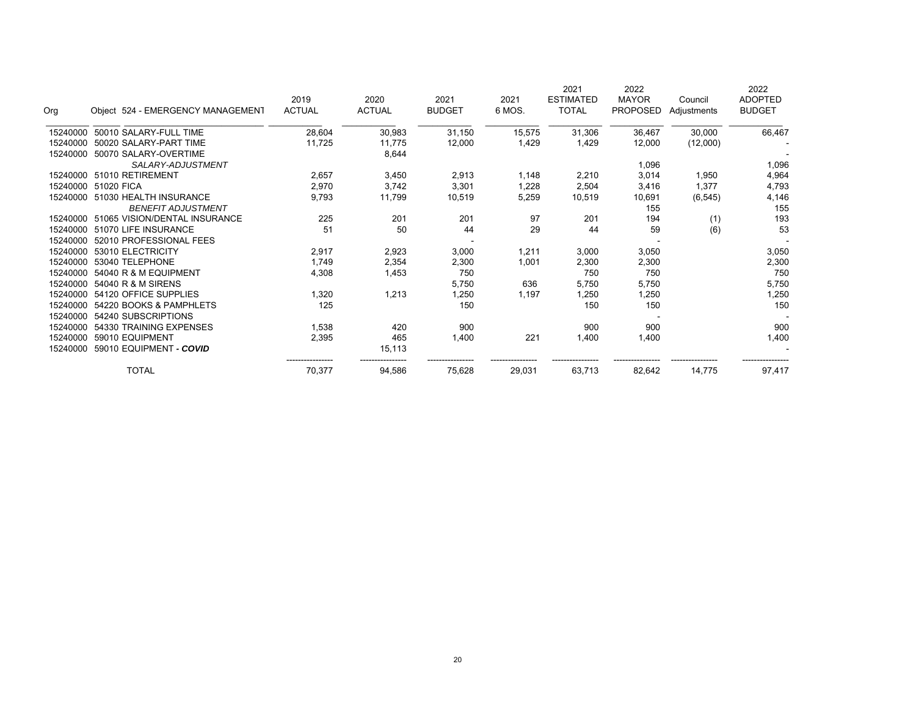| Org | Object 524 - EMERGENCY MANAGEMENT | 2019 ACTUAL | 2020 ACTUAL | 2021 BUDGET | 2021 6 MOS. | 2021 ESTIMATED TOTAL | 2022 MAYOR PROPOSED | Council Adjustments | 2022 ADOPTED BUDGET |
|---|---|---|---|---|---|---|---|---|---|
| 15240000 | 50010 SALARY-FULL TIME | 28,604 | 30,983 | 31,150 | 15,575 | 31,306 | 36,467 | 30,000 | 66,467 |
| 15240000 | 50020 SALARY-PART TIME | 11,725 | 11,775 | 12,000 | 1,429 | 1,429 | 12,000 | (12,000) | - |
| 15240000 | 50070 SALARY-OVERTIME | | 8,644 | | | | | | - |
| | *SALARY-ADJUSTMENT* | | | | | | 1,096 | | 1,096 |
| 15240000 | 51010 RETIREMENT | 2,657 | 3,450 | 2,913 | 1,148 | 2,210 | 3,014 | 1,950 | 4,964 |
| 15240000 | 51020 FICA | 2,970 | 3,742 | 3,301 | 1,228 | 2,504 | 3,416 | 1,377 | 4,793 |
| 15240000 | 51030 HEALTH INSURANCE | 9,793 | 11,799 | 10,519 | 5,259 | 10,519 | 10,691 | (6,545) | 4,146 |
| | *BENEFIT ADJUSTMENT* | | | | | | 155 | | 155 |
| 15240000 | 51065 VISION/DENTAL INSURANCE | 225 | 201 | 201 | 97 | 201 | 194 | (1) | 193 |
| 15240000 | 51070 LIFE INSURANCE | 51 | 50 | 44 | 29 | 44 | 59 | (6) | 53 |
| 15240000 | 52010 PROFESSIONAL FEES | | | - | | | - | | - |
| 15240000 | 53010 ELECTRICITY | 2,917 | 2,923 | 3,000 | 1,211 | 3,000 | 3,050 | | 3,050 |
| 15240000 | 53040 TELEPHONE | 1,749 | 2,354 | 2,300 | 1,001 | 2,300 | 2,300 | | 2,300 |
| 15240000 | 54040 R & M EQUIPMENT | 4,308 | 1,453 | 750 | | 750 | 750 | | 750 |
| 15240000 | 54040 R & M SIRENS | | | 5,750 | 636 | 5,750 | 5,750 | | 5,750 |
| 15240000 | 54120 OFFICE SUPPLIES | 1,320 | 1,213 | 1,250 | 1,197 | 1,250 | 1,250 | | 1,250 |
| 15240000 | 54220 BOOKS & PAMPHLETS | 125 | | 150 | | 150 | 150 | | 150 |
| 15240000 | 54240 SUBSCRIPTIONS | | | | | | - | | - |
| 15240000 | 54330 TRAINING EXPENSES | 1,538 | 420 | 900 | | 900 | 900 | | 900 |
| 15240000 | 59010 EQUIPMENT | 2,395 | 465 | 1,400 | 221 | 1,400 | 1,400 | | 1,400 |
| 15240000 | 59010 EQUIPMENT ***- COVID*** | | 15,113 | | | | | | - |
| | TOTAL | 70,377 | 94,586 | 75,628 | 29,031 | 63,713 | 82,642 | 14,775 | 97,417 |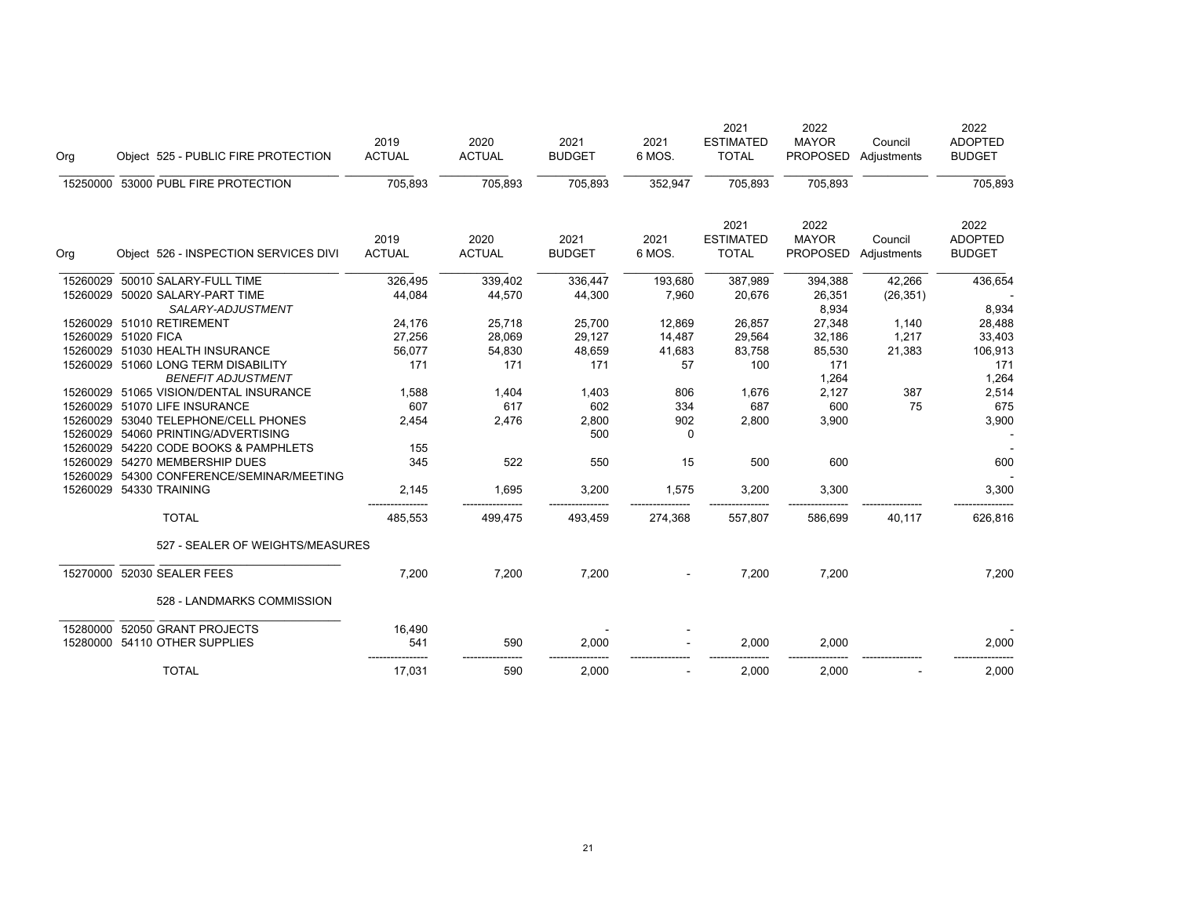| Org | Object | 525 - PUBLIC FIRE PROTECTION | 2019 ACTUAL | 2020 ACTUAL | 2021 BUDGET | 2021 6 MOS. | 2021 ESTIMATED TOTAL | 2022 MAYOR PROPOSED | Council Adjustments | 2022 ADOPTED BUDGET |
|---|---|---|---|---|---|---|---|---|---|---|
| 15250000 | 53000 | PUBL FIRE PROTECTION | 705,893 | 705,893 | 705,893 | 352,947 | 705,893 | 705,893 | | 705,893 |

| Org | Object | 526 - INSPECTION SERVICES DIVI | 2019 ACTUAL | 2020 ACTUAL | 2021 BUDGET | 2021 6 MOS. | 2021 ESTIMATED TOTAL | 2022 MAYOR PROPOSED | Council Adjustments | 2022 ADOPTED BUDGET |
|---|---|---|---|---|---|---|---|---|---|---|
| 15260029 | 50010 | SALARY-FULL TIME | 326,495 | 339,402 | 336,447 | 193,680 | 387,989 | 394,388 | 42,266 | 436,654 |
| 15260029 | 50020 | SALARY-PART TIME | 44,084 | 44,570 | 44,300 | 7,960 | 20,676 | 26,351 | (26,351) | - |
| | | *SALARY-ADJUSTMENT* | | | | | | 8,934 | | 8,934 |
| 15260029 | 51010 | RETIREMENT | 24,176 | 25,718 | 25,700 | 12,869 | 26,857 | 27,348 | 1,140 | 28,488 |
| 15260029 | 51020 | FICA | 27,256 | 28,069 | 29,127 | 14,487 | 29,564 | 32,186 | 1,217 | 33,403 |
| 15260029 | 51030 | HEALTH INSURANCE | 56,077 | 54,830 | 48,659 | 41,683 | 83,758 | 85,530 | 21,383 | 106,913 |
| 15260029 | 51060 | LONG TERM DISABILITY | 171 | 171 | 171 | 57 | 100 | 171 | | 171 |
| | | *BENEFIT ADJUSTMENT* | | | | | | 1,264 | | 1,264 |
| 15260029 | 51065 | VISION/DENTAL INSURANCE | 1,588 | 1,404 | 1,403 | 806 | 1,676 | 2,127 | 387 | 2,514 |
| 15260029 | 51070 | LIFE INSURANCE | 607 | 617 | 602 | 334 | 687 | 600 | 75 | 675 |
| 15260029 | 53040 | TELEPHONE/CELL PHONES | 2,454 | 2,476 | 2,800 | 902 | 2,800 | 3,900 | | 3,900 |
| 15260029 | 54060 | PRINTING/ADVERTISING | | | 500 | 0 | | | | - |
| 15260029 | 54220 | CODE BOOKS & PAMPHLETS | 155 | | | | | | | - |
| 15260029 | 54270 | MEMBERSHIP DUES | 345 | 522 | 550 | 15 | 500 | 600 | | 600 |
| 15260029 | 54300 | CONFERENCE/SEMINAR/MEETING | | | | | | | | - |
| 15260029 | 54330 | TRAINING | 2,145 | 1,695 | 3,200 | 1,575 | 3,200 | 3,300 | | 3,300 |
| | | TOTAL | 485,553 | 499,475 | 493,459 | 274,368 | 557,807 | 586,699 | 40,117 | 626,816 |

| Org | Object | 527 - SEALER OF WEIGHTS/MEASURES | 2019 ACTUAL | 2020 ACTUAL | 2021 BUDGET | 2021 6 MOS. | 2021 ESTIMATED TOTAL | 2022 MAYOR PROPOSED | Council Adjustments | 2022 ADOPTED BUDGET |
|---|---|---|---|---|---|---|---|---|---|---|
| 15270000 | 52030 | SEALER FEES | 7,200 | 7,200 | 7,200 | - | 7,200 | 7,200 | | 7,200 |

| Org | Object | 528 - LANDMARKS COMMISSION | 2019 ACTUAL | 2020 ACTUAL | 2021 BUDGET | 2021 6 MOS. | 2021 ESTIMATED TOTAL | 2022 MAYOR PROPOSED | Council Adjustments | 2022 ADOPTED BUDGET |
|---|---|---|---|---|---|---|---|---|---|---|
| 15280000 | 52050 | GRANT PROJECTS | 16,490 | | - | - | | | | - |
| 15280000 | 54110 | OTHER SUPPLIES | 541 | 590 | 2,000 | - | 2,000 | 2,000 | | 2,000 |
| | | TOTAL | 17,031 | 590 | 2,000 | - | 2,000 | 2,000 | - | 2,000 |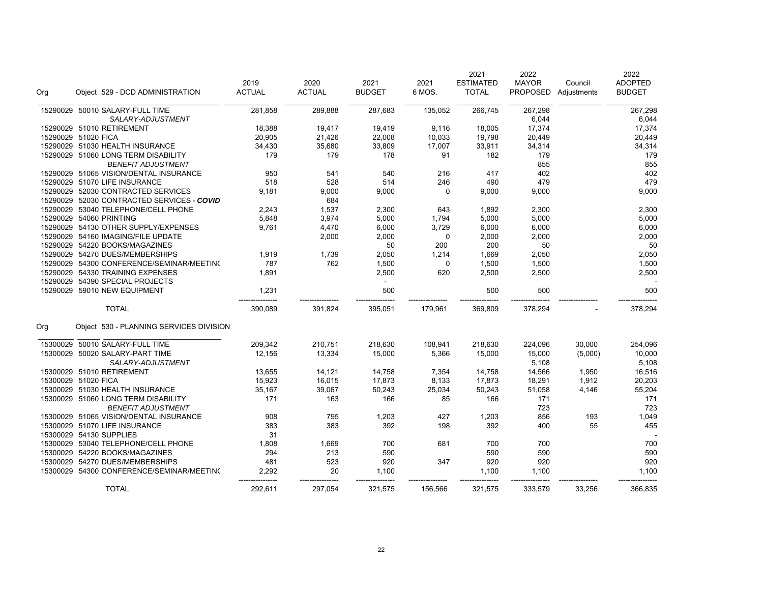| Org | Object | 529 - DCD ADMINISTRATION | 2019 ACTUAL | 2020 ACTUAL | 2021 BUDGET | 2021 6 MOS. | 2021 ESTIMATED TOTAL | 2022 MAYOR PROPOSED | Council Adjustments | 2022 ADOPTED BUDGET |
|---|---|---|---|---|---|---|---|---|---|---|
| 15290029 | 50010 | SALARY-FULL TIME | 281,858 | 289,888 | 287,683 | 135,052 | 266,745 | 267,298 | | 267,298 |
| | | *SALARY-ADJUSTMENT* | | | | | | 6,044 | | 6,044 |
| 15290029 | 51010 | RETIREMENT | 18,388 | 19,417 | 19,419 | 9,116 | 18,005 | 17,374 | | 17,374 |
| 15290029 | 51020 | FICA | 20,905 | 21,426 | 22,008 | 10,033 | 19,798 | 20,449 | | 20,449 |
| 15290029 | 51030 | HEALTH INSURANCE | 34,430 | 35,680 | 33,809 | 17,007 | 33,911 | 34,314 | | 34,314 |
| 15290029 | 51060 | LONG TERM DISABILITY | 179 | 179 | 178 | 91 | 182 | 179 | | 179 |
| | | *BENEFIT ADJUSTMENT* | | | | | | 855 | | 855 |
| 15290029 | 51065 | VISION/DENTAL INSURANCE | 950 | 541 | 540 | 216 | 417 | 402 | | 402 |
| 15290029 | 51070 | LIFE INSURANCE | 518 | 528 | 514 | 246 | 490 | 479 | | 479 |
| 15290029 | 52030 | CONTRACTED SERVICES | 9,181 | 9,000 | 9,000 | 0 | 9,000 | 9,000 | | 9,000 |
| 15290029 | 52030 | CONTRACTED SERVICES ***- COVID*** | | 684 | | | | | | |
| 15290029 | 53040 | TELEPHONE/CELL PHONE | 2,243 | 1,537 | 2,300 | 643 | 1,892 | 2,300 | | 2,300 |
| 15290029 | 54060 | PRINTING | 5,848 | 3,974 | 5,000 | 1,794 | 5,000 | 5,000 | | 5,000 |
| 15290029 | 54130 | OTHER SUPPLY/EXPENSES | 9,761 | 4,470 | 6,000 | 3,729 | 6,000 | 6,000 | | 6,000 |
| 15290029 | 54160 | IMAGING/FILE UPDATE | | 2,000 | 2,000 | 0 | 2,000 | 2,000 | | 2,000 |
| 15290029 | 54220 | BOOKS/MAGAZINES | | | 50 | 200 | 200 | 50 | | 50 |
| 15290029 | 54270 | DUES/MEMBERSHIPS | 1,919 | 1,739 | 2,050 | 1,214 | 1,669 | 2,050 | | 2,050 |
| 15290029 | 54300 | CONFERENCE/SEMINAR/MEETING | 787 | 762 | 1,500 | 0 | 1,500 | 1,500 | | 1,500 |
| 15290029 | 54330 | TRAINING EXPENSES | 1,891 | | 2,500 | 620 | 2,500 | 2,500 | | 2,500 |
| 15290029 | 54390 | SPECIAL PROJECTS | | | - | | | | | - |
| 15290029 | 59010 | NEW EQUIPMENT | 1,231 | | 500 | | 500 | 500 | | 500 |
| | | TOTAL | 390,089 | 391,824 | 395,051 | 179,961 | 369,809 | 378,294 | - | 378,294 |

| Org | Object | 530 - PLANNING SERVICES DIVISION | 2019 ACTUAL | 2020 ACTUAL | 2021 BUDGET | 2021 6 MOS. | 2021 ESTIMATED TOTAL | 2022 MAYOR PROPOSED | Council Adjustments | 2022 ADOPTED BUDGET |
|---|---|---|---|---|---|---|---|---|---|---|
| 15300029 | 50010 | SALARY-FULL TIME | 209,342 | 210,751 | 218,630 | 108,941 | 218,630 | 224,096 | 30,000 | 254,096 |
| 15300029 | 50020 | SALARY-PART TIME | 12,156 | 13,334 | 15,000 | 5,366 | 15,000 | 15,000 | (5,000) | 10,000 |
| | | *SALARY-ADJUSTMENT* | | | | | | 5,108 | | 5,108 |
| 15300029 | 51010 | RETIREMENT | 13,655 | 14,121 | 14,758 | 7,354 | 14,758 | 14,566 | 1,950 | 16,516 |
| 15300029 | 51020 | FICA | 15,923 | 16,015 | 17,873 | 8,133 | 17,873 | 18,291 | 1,912 | 20,203 |
| 15300029 | 51030 | HEALTH INSURANCE | 35,167 | 39,067 | 50,243 | 25,034 | 50,243 | 51,058 | 4,146 | 55,204 |
| 15300029 | 51060 | LONG TERM DISABILITY | 171 | 163 | 166 | 85 | 166 | 171 | | 171 |
| | | *BENEFIT ADJUSTMENT* | | | | | | 723 | | 723 |
| 15300029 | 51065 | VISION/DENTAL INSURANCE | 908 | 795 | 1,203 | 427 | 1,203 | 856 | 193 | 1,049 |
| 15300029 | 51070 | LIFE INSURANCE | 383 | 383 | 392 | 198 | 392 | 400 | 55 | 455 |
| 15300029 | 54130 | SUPPLIES | 31 | | | | | | | - |
| 15300029 | 53040 | TELEPHONE/CELL PHONE | 1,808 | 1,669 | 700 | 681 | 700 | 700 | | 700 |
| 15300029 | 54220 | BOOKS/MAGAZINES | 294 | 213 | 590 | | 590 | 590 | | 590 |
| 15300029 | 54270 | DUES/MEMBERSHIPS | 481 | 523 | 920 | 347 | 920 | 920 | | 920 |
| 15300029 | 54300 | CONFERENCE/SEMINAR/MEETING | 2,292 | 20 | 1,100 | | 1,100 | 1,100 | | 1,100 |
| | | TOTAL | 292,611 | 297,054 | 321,575 | 156,566 | 321,575 | 333,579 | 33,256 | 366,835 |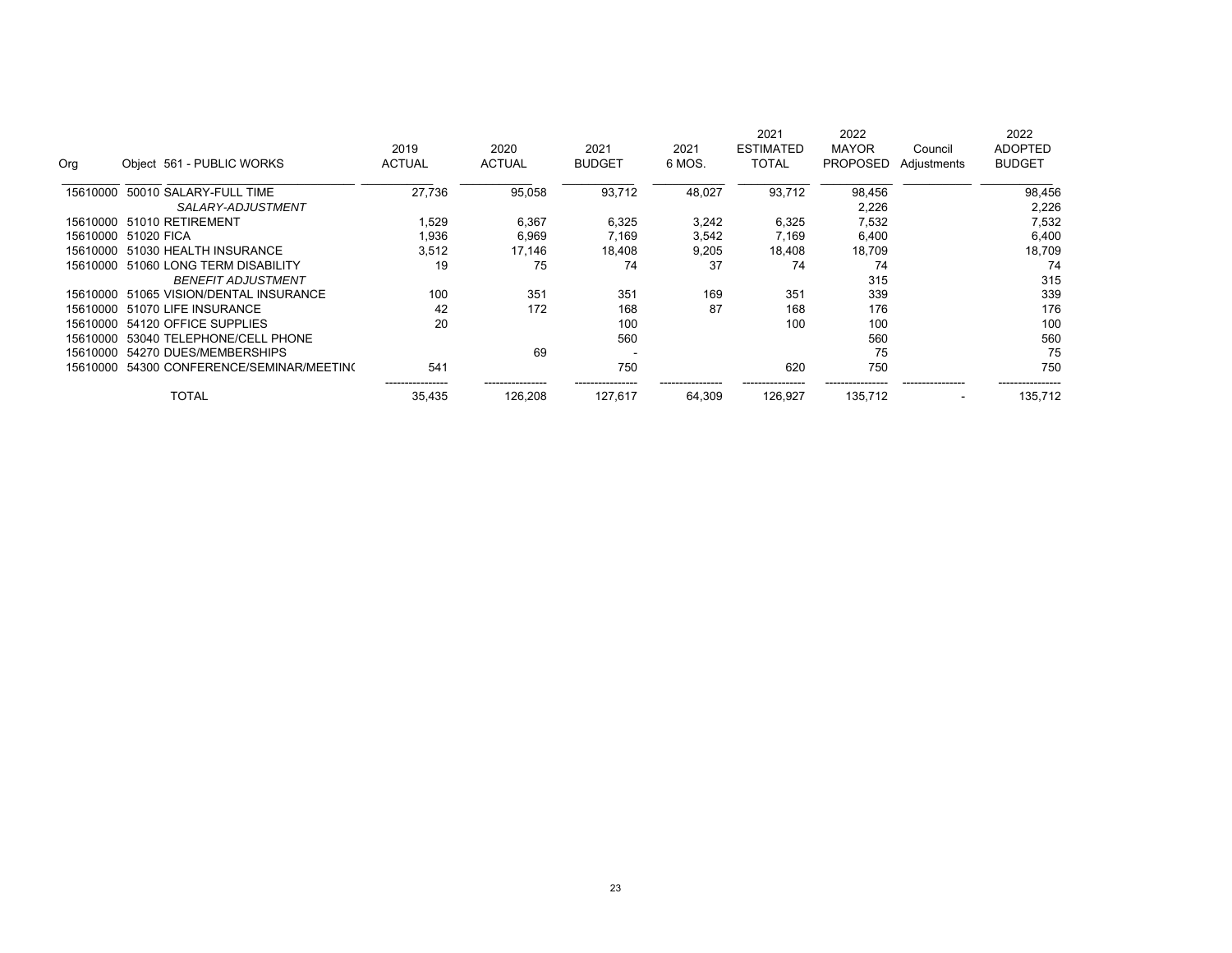| Org | Object 561 - PUBLIC WORKS | 2019 ACTUAL | 2020 ACTUAL | 2021 BUDGET | 2021 6 MOS. | 2021 ESTIMATED TOTAL | 2022 MAYOR PROPOSED | Council Adjustments | 2022 ADOPTED BUDGET |
|---|---|---|---|---|---|---|---|---|---|
| 15610000 | 50010 SALARY-FULL TIME | 27,736 | 95,058 | 93,712 | 48,027 | 93,712 | 98,456 | | 98,456 |
| | *SALARY-ADJUSTMENT* | | | | | | 2,226 | | 2,226 |
| 15610000 | 51010 RETIREMENT | 1,529 | 6,367 | 6,325 | 3,242 | 6,325 | 7,532 | | 7,532 |
| 15610000 | 51020 FICA | 1,936 | 6,969 | 7,169 | 3,542 | 7,169 | 6,400 | | 6,400 |
| 15610000 | 51030 HEALTH INSURANCE | 3,512 | 17,146 | 18,408 | 9,205 | 18,408 | 18,709 | | 18,709 |
| 15610000 | 51060 LONG TERM DISABILITY | 19 | 75 | 74 | 37 | 74 | 74 | | 74 |
| | *BENEFIT ADJUSTMENT* | | | | | | 315 | | 315 |
| 15610000 | 51065 VISION/DENTAL INSURANCE | 100 | 351 | 351 | 169 | 351 | 339 | | 339 |
| 15610000 | 51070 LIFE INSURANCE | 42 | 172 | 168 | 87 | 168 | 176 | | 176 |
| 15610000 | 54120 OFFICE SUPPLIES | 20 | | 100 | | 100 | 100 | | 100 |
| 15610000 | 53040 TELEPHONE/CELL PHONE | | | 560 | | | 560 | | 560 |
| 15610000 | 54270 DUES/MEMBERSHIPS | | 69 | - | | | 75 | | 75 |
| 15610000 | 54300 CONFERENCE/SEMINAR/MEETIN( | 541 | | 750 | | 620 | 750 | | 750 |
| | TOTAL | 35,435 | 126,208 | 127,617 | 64,309 | 126,927 | 135,712 | - | 135,712 |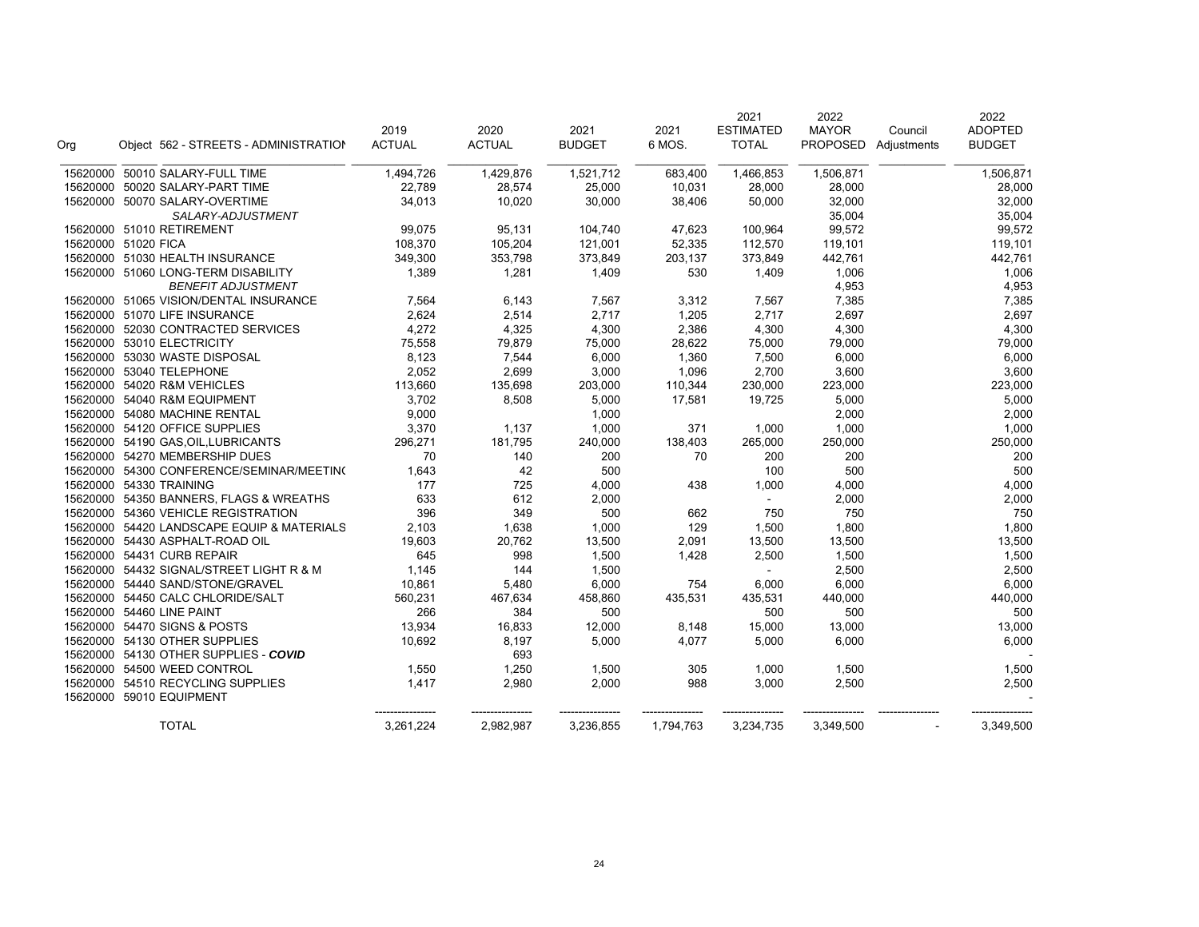| Org | Object | 562 - STREETS - ADMINISTRATION | 2019 ACTUAL | 2020 ACTUAL | 2021 BUDGET | 2021 6 MOS. | 2021 ESTIMATED TOTAL | 2022 MAYOR PROPOSED | Council Adjustments | 2022 ADOPTED BUDGET |
|---|---|---|---|---|---|---|---|---|---|---|
| 15620000 | 50010 | SALARY-FULL TIME | 1,494,726 | 1,429,876 | 1,521,712 | 683,400 | 1,466,853 | 1,506,871 | | 1,506,871 |
| 15620000 | 50020 | SALARY-PART TIME | 22,789 | 28,574 | 25,000 | 10,031 | 28,000 | 28,000 | | 28,000 |
| 15620000 | 50070 | SALARY-OVERTIME | 34,013 | 10,020 | 30,000 | 38,406 | 50,000 | 32,000 | | 32,000 |
| | | *SALARY-ADJUSTMENT* | | | | | | 35,004 | | 35,004 |
| 15620000 | 51010 | RETIREMENT | 99,075 | 95,131 | 104,740 | 47,623 | 100,964 | 99,572 | | 99,572 |
| 15620000 | 51020 | FICA | 108,370 | 105,204 | 121,001 | 52,335 | 112,570 | 119,101 | | 119,101 |
| 15620000 | 51030 | HEALTH INSURANCE | 349,300 | 353,798 | 373,849 | 203,137 | 373,849 | 442,761 | | 442,761 |
| 15620000 | 51060 | LONG-TERM DISABILITY | 1,389 | 1,281 | 1,409 | 530 | 1,409 | 1,006 | | 1,006 |
| | | *BENEFIT ADJUSTMENT* | | | | | | 4,953 | | 4,953 |
| 15620000 | 51065 | VISION/DENTAL INSURANCE | 7,564 | 6,143 | 7,567 | 3,312 | 7,567 | 7,385 | | 7,385 |
| 15620000 | 51070 | LIFE INSURANCE | 2,624 | 2,514 | 2,717 | 1,205 | 2,717 | 2,697 | | 2,697 |
| 15620000 | 52030 | CONTRACTED SERVICES | 4,272 | 4,325 | 4,300 | 2,386 | 4,300 | 4,300 | | 4,300 |
| 15620000 | 53010 | ELECTRICITY | 75,558 | 79,879 | 75,000 | 28,622 | 75,000 | 79,000 | | 79,000 |
| 15620000 | 53030 | WASTE DISPOSAL | 8,123 | 7,544 | 6,000 | 1,360 | 7,500 | 6,000 | | 6,000 |
| 15620000 | 53040 | TELEPHONE | 2,052 | 2,699 | 3,000 | 1,096 | 2,700 | 3,600 | | 3,600 |
| 15620000 | 54020 | R&M VEHICLES | 113,660 | 135,698 | 203,000 | 110,344 | 230,000 | 223,000 | | 223,000 |
| 15620000 | 54040 | R&M EQUIPMENT | 3,702 | 8,508 | 5,000 | 17,581 | 19,725 | 5,000 | | 5,000 |
| 15620000 | 54080 | MACHINE RENTAL | 9,000 | | 1,000 | | | 2,000 | | 2,000 |
| 15620000 | 54120 | OFFICE SUPPLIES | 3,370 | 1,137 | 1,000 | 371 | 1,000 | 1,000 | | 1,000 |
| 15620000 | 54190 | GAS,OIL,LUBRICANTS | 296,271 | 181,795 | 240,000 | 138,403 | 265,000 | 250,000 | | 250,000 |
| 15620000 | 54270 | MEMBERSHIP DUES | 70 | 140 | 200 | 70 | 200 | 200 | | 200 |
| 15620000 | 54300 | CONFERENCE/SEMINAR/MEETING | 1,643 | 42 | 500 | | 100 | 500 | | 500 |
| 15620000 | 54330 | TRAINING | 177 | 725 | 4,000 | 438 | 1,000 | 4,000 | | 4,000 |
| 15620000 | 54350 | BANNERS, FLAGS & WREATHS | 633 | 612 | 2,000 | | - | 2,000 | | 2,000 |
| 15620000 | 54360 | VEHICLE REGISTRATION | 396 | 349 | 500 | 662 | 750 | 750 | | 750 |
| 15620000 | 54420 | LANDSCAPE EQUIP & MATERIALS | 2,103 | 1,638 | 1,000 | 129 | 1,500 | 1,800 | | 1,800 |
| 15620000 | 54430 | ASPHALT-ROAD OIL | 19,603 | 20,762 | 13,500 | 2,091 | 13,500 | 13,500 | | 13,500 |
| 15620000 | 54431 | CURB REPAIR | 645 | 998 | 1,500 | 1,428 | 2,500 | 1,500 | | 1,500 |
| 15620000 | 54432 | SIGNAL/STREET LIGHT R & M | 1,145 | 144 | 1,500 | | - | 2,500 | | 2,500 |
| 15620000 | 54440 | SAND/STONE/GRAVEL | 10,861 | 5,480 | 6,000 | 754 | 6,000 | 6,000 | | 6,000 |
| 15620000 | 54450 | CALC CHLORIDE/SALT | 560,231 | 467,634 | 458,860 | 435,531 | 435,531 | 440,000 | | 440,000 |
| 15620000 | 54460 | LINE PAINT | 266 | 384 | 500 | | 500 | 500 | | 500 |
| 15620000 | 54470 | SIGNS & POSTS | 13,934 | 16,833 | 12,000 | 8,148 | 15,000 | 13,000 | | 13,000 |
| 15620000 | 54130 | OTHER SUPPLIES | 10,692 | 8,197 | 5,000 | 4,077 | 5,000 | 6,000 | | 6,000 |
| 15620000 | 54130 | OTHER SUPPLIES - ***COVID*** | | 693 | | | | | | - |
| 15620000 | 54500 | WEED CONTROL | 1,550 | 1,250 | 1,500 | 305 | 1,000 | 1,500 | | 1,500 |
| 15620000 | 54510 | RECYCLING SUPPLIES | 1,417 | 2,980 | 2,000 | 988 | 3,000 | 2,500 | | 2,500 |
| 15620000 | 59010 | EQUIPMENT | | | | | | | | - |
| | | TOTAL | 3,261,224 | 2,982,987 | 3,236,855 | 1,794,763 | 3,234,735 | 3,349,500 | - | 3,349,500 |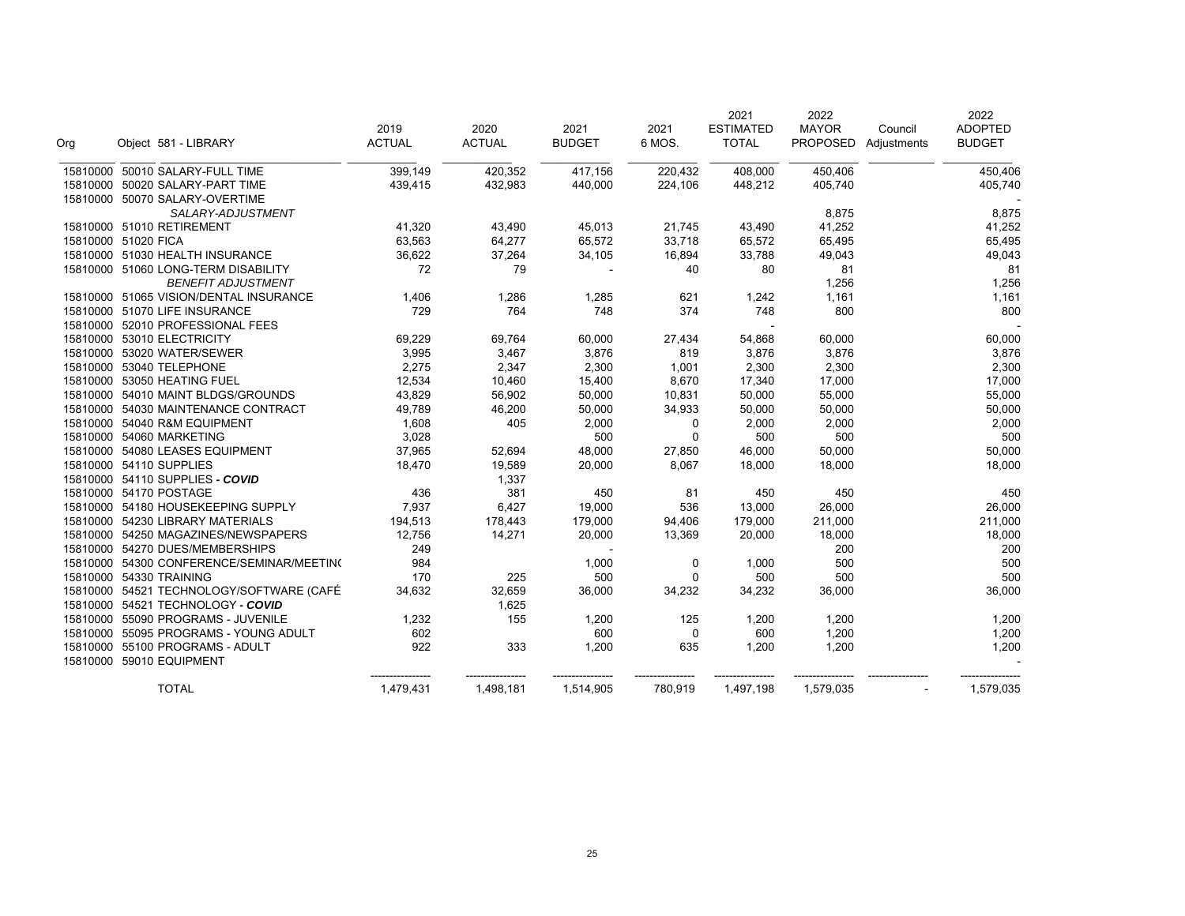| Org | Object 581 - LIBRARY | 2019 ACTUAL | 2020 ACTUAL | 2021 BUDGET | 2021 6 MOS. | 2021 ESTIMATED TOTAL | 2022 MAYOR PROPOSED | Council Adjustments | 2022 ADOPTED BUDGET |
|---|---|---|---|---|---|---|---|---|---|
| 15810000 | 50010 SALARY-FULL TIME | 399,149 | 420,352 | 417,156 | 220,432 | 408,000 | 450,406 | | 450,406 |
| 15810000 | 50020 SALARY-PART TIME | 439,415 | 432,983 | 440,000 | 224,106 | 448,212 | 405,740 | | 405,740 |
| 15810000 | 50070 SALARY-OVERTIME | | | | | | | | - |
| | *SALARY-ADJUSTMENT* | | | | | | 8,875 | | 8,875 |
| 15810000 | 51010 RETIREMENT | 41,320 | 43,490 | 45,013 | 21,745 | 43,490 | 41,252 | | 41,252 |
| 15810000 | 51020 FICA | 63,563 | 64,277 | 65,572 | 33,718 | 65,572 | 65,495 | | 65,495 |
| 15810000 | 51030 HEALTH INSURANCE | 36,622 | 37,264 | 34,105 | 16,894 | 33,788 | 49,043 | | 49,043 |
| 15810000 | 51060 LONG-TERM DISABILITY | 72 | 79 | - | 40 | 80 | 81 | | 81 |
| | *BENEFIT ADJUSTMENT* | | | | | | 1,256 | | 1,256 |
| 15810000 | 51065 VISION/DENTAL INSURANCE | 1,406 | 1,286 | 1,285 | 621 | 1,242 | 1,161 | | 1,161 |
| 15810000 | 51070 LIFE INSURANCE | 729 | 764 | 748 | 374 | 748 | 800 | | 800 |
| 15810000 | 52010 PROFESSIONAL FEES | | | | | - | | | - |
| 15810000 | 53010 ELECTRICITY | 69,229 | 69,764 | 60,000 | 27,434 | 54,868 | 60,000 | | 60,000 |
| 15810000 | 53020 WATER/SEWER | 3,995 | 3,467 | 3,876 | 819 | 3,876 | 3,876 | | 3,876 |
| 15810000 | 53040 TELEPHONE | 2,275 | 2,347 | 2,300 | 1,001 | 2,300 | 2,300 | | 2,300 |
| 15810000 | 53050 HEATING FUEL | 12,534 | 10,460 | 15,400 | 8,670 | 17,340 | 17,000 | | 17,000 |
| 15810000 | 54010 MAINT BLDGS/GROUNDS | 43,829 | 56,902 | 50,000 | 10,831 | 50,000 | 55,000 | | 55,000 |
| 15810000 | 54030 MAINTENANCE CONTRACT | 49,789 | 46,200 | 50,000 | 34,933 | 50,000 | 50,000 | | 50,000 |
| 15810000 | 54040 R&M EQUIPMENT | 1,608 | 405 | 2,000 | 0 | 2,000 | 2,000 | | 2,000 |
| 15810000 | 54060 MARKETING | 3,028 | | 500 | 0 | 500 | 500 | | 500 |
| 15810000 | 54080 LEASES EQUIPMENT | 37,965 | 52,694 | 48,000 | 27,850 | 46,000 | 50,000 | | 50,000 |
| 15810000 | 54110 SUPPLIES | 18,470 | 19,589 | 20,000 | 8,067 | 18,000 | 18,000 | | 18,000 |
| 15810000 | 54110 SUPPLIES ***- COVID*** | | 1,337 | | | | | | |
| 15810000 | 54170 POSTAGE | 436 | 381 | 450 | 81 | 450 | 450 | | 450 |
| 15810000 | 54180 HOUSEKEEPING SUPPLY | 7,937 | 6,427 | 19,000 | 536 | 13,000 | 26,000 | | 26,000 |
| 15810000 | 54230 LIBRARY MATERIALS | 194,513 | 178,443 | 179,000 | 94,406 | 179,000 | 211,000 | | 211,000 |
| 15810000 | 54250 MAGAZINES/NEWSPAPERS | 12,756 | 14,271 | 20,000 | 13,369 | 20,000 | 18,000 | | 18,000 |
| 15810000 | 54270 DUES/MEMBERSHIPS | 249 | | - | | | 200 | | 200 |
| 15810000 | 54300 CONFERENCE/SEMINAR/MEETIN( | 984 | | 1,000 | 0 | 1,000 | 500 | | 500 |
| 15810000 | 54330 TRAINING | 170 | 225 | 500 | 0 | 500 | 500 | | 500 |
| 15810000 | 54521 TECHNOLOGY/SOFTWARE (CAFÉ | 34,632 | 32,659 | 36,000 | 34,232 | 34,232 | 36,000 | | 36,000 |
| 15810000 | 54521 TECHNOLOGY ***- COVID*** | | 1,625 | | | | | | |
| 15810000 | 55090 PROGRAMS - JUVENILE | 1,232 | 155 | 1,200 | 125 | 1,200 | 1,200 | | 1,200 |
| 15810000 | 55095 PROGRAMS - YOUNG ADULT | 602 | | 600 | 0 | 600 | 1,200 | | 1,200 |
| 15810000 | 55100 PROGRAMS - ADULT | 922 | 333 | 1,200 | 635 | 1,200 | 1,200 | | 1,200 |
| 15810000 | 59010 EQUIPMENT | | | | | | | | - |
| | TOTAL | 1,479,431 | 1,498,181 | 1,514,905 | 780,919 | 1,497,198 | 1,579,035 | - | 1,579,035 |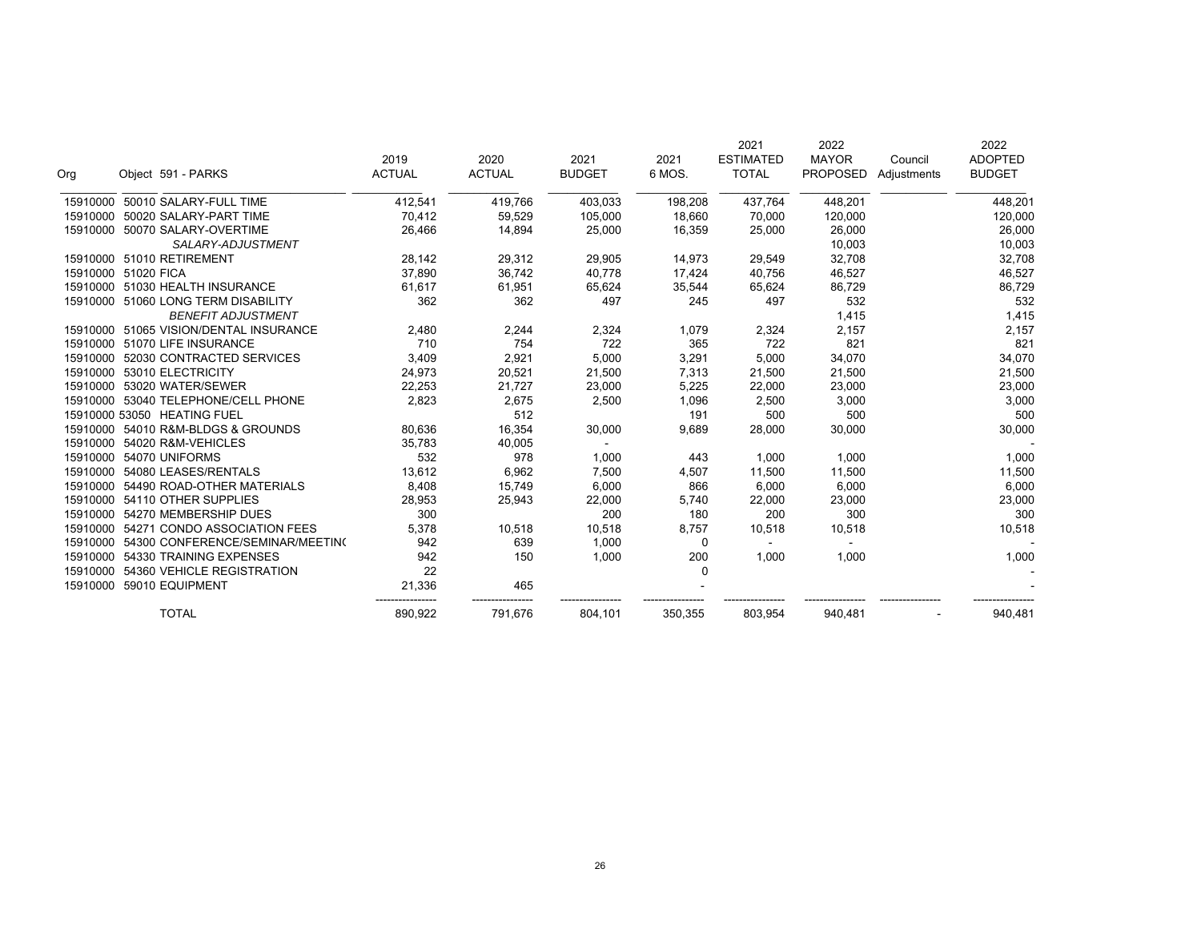| Org | Object 591 - PARKS | 2019 ACTUAL | 2020 ACTUAL | 2021 BUDGET | 2021 6 MOS. | 2021 ESTIMATED TOTAL | 2022 MAYOR PROPOSED | Council Adjustments | 2022 ADOPTED BUDGET |
|---|---|---|---|---|---|---|---|---|---|
| 15910000 | 50010 SALARY-FULL TIME | 412,541 | 419,766 | 403,033 | 198,208 | 437,764 | 448,201 | | 448,201 |
| 15910000 | 50020 SALARY-PART TIME | 70,412 | 59,529 | 105,000 | 18,660 | 70,000 | 120,000 | | 120,000 |
| 15910000 | 50070 SALARY-OVERTIME | 26,466 | 14,894 | 25,000 | 16,359 | 25,000 | 26,000 | | 26,000 |
| | *SALARY-ADJUSTMENT* | | | | | | 10,003 | | 10,003 |
| 15910000 | 51010 RETIREMENT | 28,142 | 29,312 | 29,905 | 14,973 | 29,549 | 32,708 | | 32,708 |
| 15910000 | 51020 FICA | 37,890 | 36,742 | 40,778 | 17,424 | 40,756 | 46,527 | | 46,527 |
| 15910000 | 51030 HEALTH INSURANCE | 61,617 | 61,951 | 65,624 | 35,544 | 65,624 | 86,729 | | 86,729 |
| 15910000 | 51060 LONG TERM DISABILITY | 362 | 362 | 497 | 245 | 497 | 532 | | 532 |
| | *BENEFIT ADJUSTMENT* | | | | | | 1,415 | | 1,415 |
| 15910000 | 51065 VISION/DENTAL INSURANCE | 2,480 | 2,244 | 2,324 | 1,079 | 2,324 | 2,157 | | 2,157 |
| 15910000 | 51070 LIFE INSURANCE | 710 | 754 | 722 | 365 | 722 | 821 | | 821 |
| 15910000 | 52030 CONTRACTED SERVICES | 3,409 | 2,921 | 5,000 | 3,291 | 5,000 | 34,070 | | 34,070 |
| 15910000 | 53010 ELECTRICITY | 24,973 | 20,521 | 21,500 | 7,313 | 21,500 | 21,500 | | 21,500 |
| 15910000 | 53020 WATER/SEWER | 22,253 | 21,727 | 23,000 | 5,225 | 22,000 | 23,000 | | 23,000 |
| 15910000 | 53040 TELEPHONE/CELL PHONE | 2,823 | 2,675 | 2,500 | 1,096 | 2,500 | 3,000 | | 3,000 |
| 15910000 | 53050 HEATING FUEL | | 512 | | 191 | 500 | 500 | | 500 |
| 15910000 | 54010 R&M-BLDGS & GROUNDS | 80,636 | 16,354 | 30,000 | 9,689 | 28,000 | 30,000 | | 30,000 |
| 15910000 | 54020 R&M-VEHICLES | 35,783 | 40,005 | - | | | | | - |
| 15910000 | 54070 UNIFORMS | 532 | 978 | 1,000 | 443 | 1,000 | 1,000 | | 1,000 |
| 15910000 | 54080 LEASES/RENTALS | 13,612 | 6,962 | 7,500 | 4,507 | 11,500 | 11,500 | | 11,500 |
| 15910000 | 54490 ROAD-OTHER MATERIALS | 8,408 | 15,749 | 6,000 | 866 | 6,000 | 6,000 | | 6,000 |
| 15910000 | 54110 OTHER SUPPLIES | 28,953 | 25,943 | 22,000 | 5,740 | 22,000 | 23,000 | | 23,000 |
| 15910000 | 54270 MEMBERSHIP DUES | 300 | | 200 | 180 | 200 | 300 | | 300 |
| 15910000 | 54271 CONDO ASSOCIATION FEES | 5,378 | 10,518 | 10,518 | 8,757 | 10,518 | 10,518 | | 10,518 |
| 15910000 | 54300 CONFERENCE/SEMINAR/MEETIN( | 942 | 639 | 1,000 | 0 | - | - | | - |
| 15910000 | 54330 TRAINING EXPENSES | 942 | 150 | 1,000 | 200 | 1,000 | 1,000 | | 1,000 |
| 15910000 | 54360 VEHICLE REGISTRATION | 22 | | | 0 | | | | - |
| 15910000 | 59010 EQUIPMENT | 21,336 | 465 | | - | | | | - |
| | TOTAL | 890,922 | 791,676 | 804,101 | 350,355 | 803,954 | 940,481 | - | 940,481 |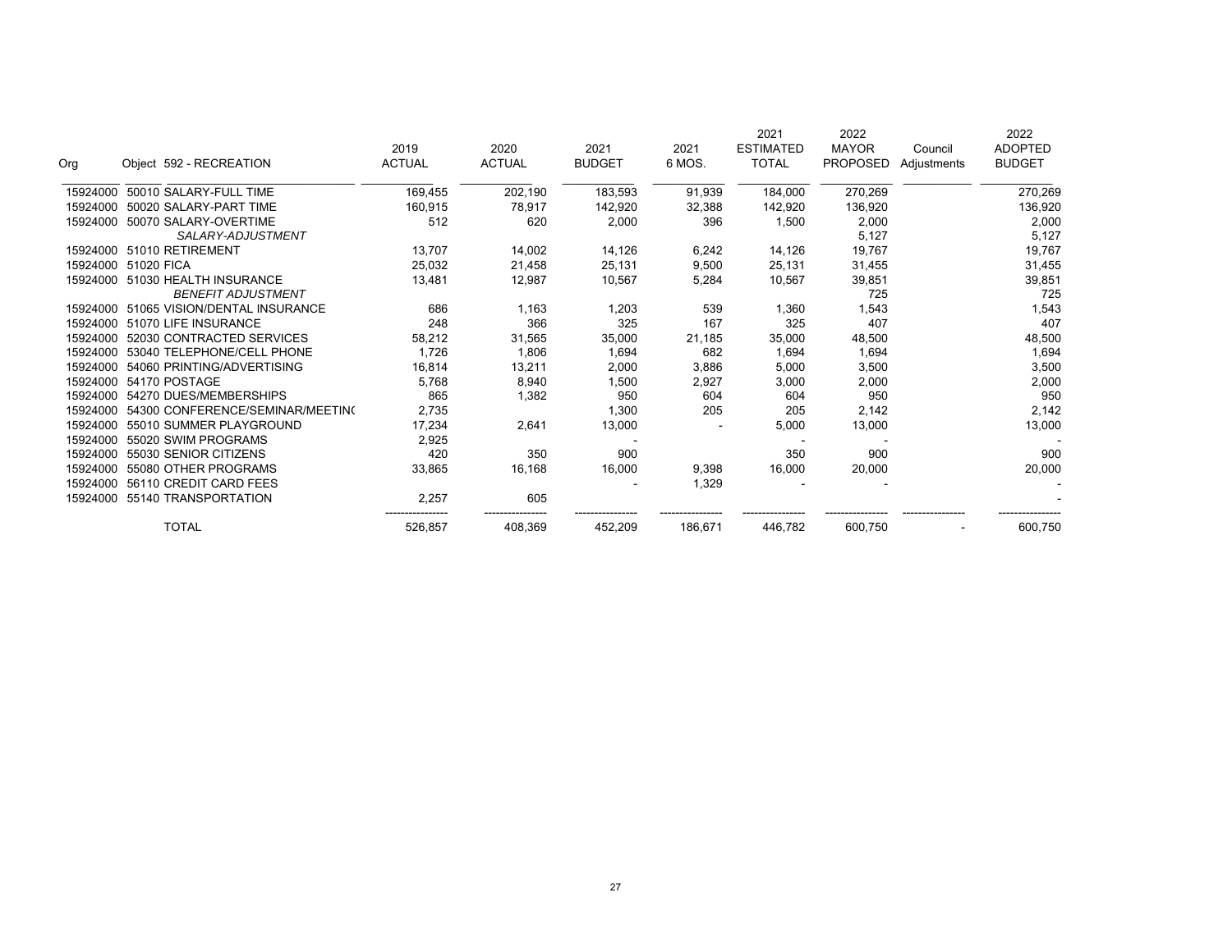| Org | Object 592 - RECREATION | 2019 ACTUAL | 2020 ACTUAL | 2021 BUDGET | 2021 6 MOS. | 2021 ESTIMATED TOTAL | 2022 MAYOR PROPOSED | Council Adjustments | 2022 ADOPTED BUDGET |
|---|---|---|---|---|---|---|---|---|---|
| 15924000 | 50010 SALARY-FULL TIME | 169,455 | 202,190 | 183,593 | 91,939 | 184,000 | 270,269 | | 270,269 |
| 15924000 | 50020 SALARY-PART TIME | 160,915 | 78,917 | 142,920 | 32,388 | 142,920 | 136,920 | | 136,920 |
| 15924000 | 50070 SALARY-OVERTIME | 512 | 620 | 2,000 | 396 | 1,500 | 2,000 | | 2,000 |
| | *SALARY-ADJUSTMENT* | | | | | | 5,127 | | 5,127 |
| 15924000 | 51010 RETIREMENT | 13,707 | 14,002 | 14,126 | 6,242 | 14,126 | 19,767 | | 19,767 |
| 15924000 | 51020 FICA | 25,032 | 21,458 | 25,131 | 9,500 | 25,131 | 31,455 | | 31,455 |
| 15924000 | 51030 HEALTH INSURANCE | 13,481 | 12,987 | 10,567 | 5,284 | 10,567 | 39,851 | | 39,851 |
| | *BENEFIT ADJUSTMENT* | | | | | | 725 | | 725 |
| 15924000 | 51065 VISION/DENTAL INSURANCE | 686 | 1,163 | 1,203 | 539 | 1,360 | 1,543 | | 1,543 |
| 15924000 | 51070 LIFE INSURANCE | 248 | 366 | 325 | 167 | 325 | 407 | | 407 |
| 15924000 | 52030 CONTRACTED SERVICES | 58,212 | 31,565 | 35,000 | 21,185 | 35,000 | 48,500 | | 48,500 |
| 15924000 | 53040 TELEPHONE/CELL PHONE | 1,726 | 1,806 | 1,694 | 682 | 1,694 | 1,694 | | 1,694 |
| 15924000 | 54060 PRINTING/ADVERTISING | 16,814 | 13,211 | 2,000 | 3,886 | 5,000 | 3,500 | | 3,500 |
| 15924000 | 54170 POSTAGE | 5,768 | 8,940 | 1,500 | 2,927 | 3,000 | 2,000 | | 2,000 |
| 15924000 | 54270 DUES/MEMBERSHIPS | 865 | 1,382 | 950 | 604 | 604 | 950 | | 950 |
| 15924000 | 54300 CONFERENCE/SEMINAR/MEETIN( | 2,735 | | 1,300 | 205 | 205 | 2,142 | | 2,142 |
| 15924000 | 55010 SUMMER PLAYGROUND | 17,234 | 2,641 | 13,000 | - | 5,000 | 13,000 | | 13,000 |
| 15924000 | 55020 SWIM PROGRAMS | 2,925 | | - | | - | - | | - |
| 15924000 | 55030 SENIOR CITIZENS | 420 | 350 | 900 | | 350 | 900 | | 900 |
| 15924000 | 55080 OTHER PROGRAMS | 33,865 | 16,168 | 16,000 | 9,398 | 16,000 | 20,000 | | 20,000 |
| 15924000 | 56110 CREDIT CARD FEES | | | - | 1,329 | - | - | | - |
| 15924000 | 55140 TRANSPORTATION | 2,257 | 605 | | | | | | - |
| | TOTAL | 526,857 | 408,369 | 452,209 | 186,671 | 446,782 | 600,750 | - | 600,750 |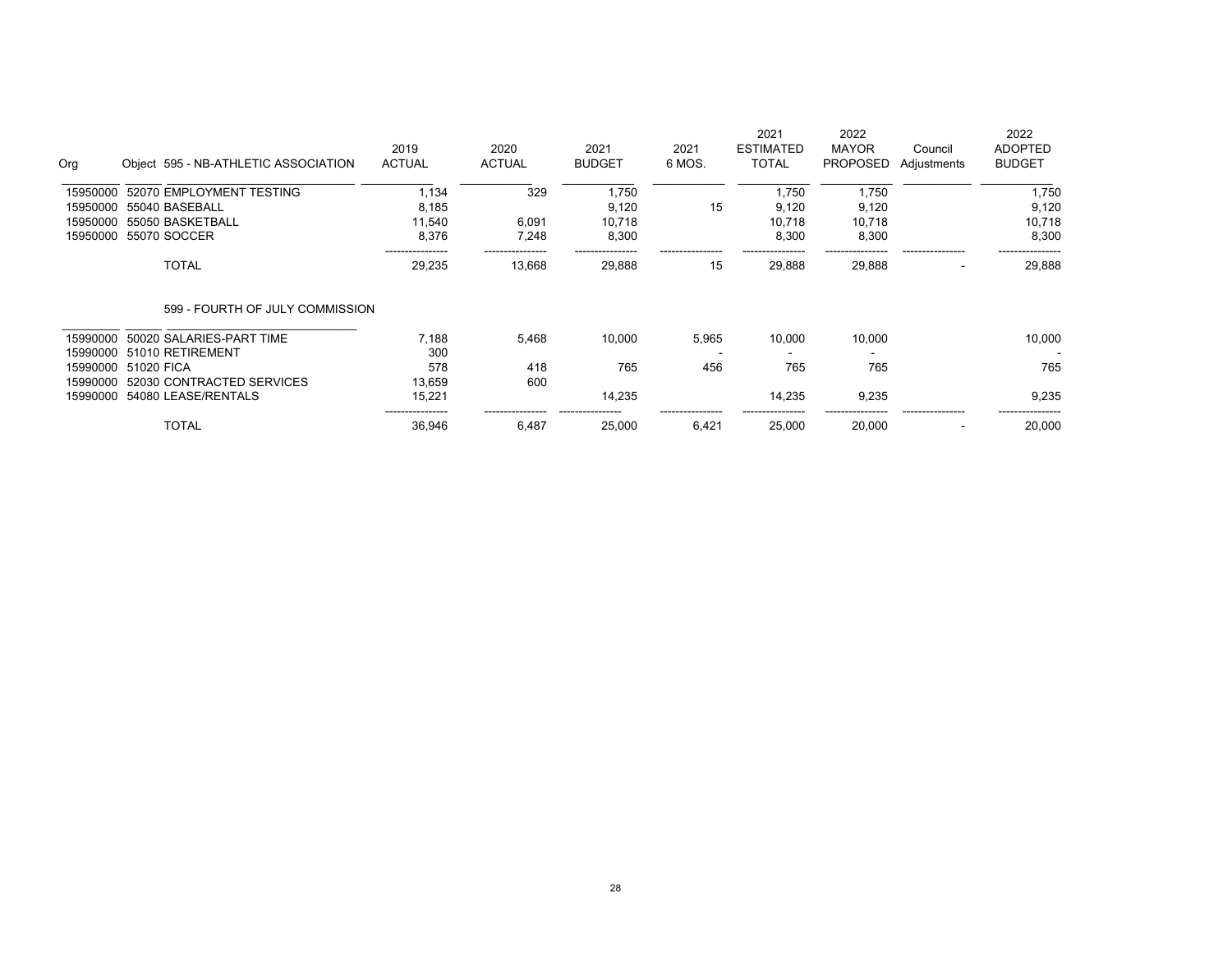| Org | Object | 595 - NB-ATHLETIC ASSOCIATION | 2019 ACTUAL | 2020 ACTUAL | 2021 BUDGET | 2021 6 MOS. | 2021 ESTIMATED TOTAL | 2022 MAYOR PROPOSED | Council Adjustments | 2022 ADOPTED BUDGET |
|---|---|---|---|---|---|---|---|---|---|---|
| 15950000 | 52070 | EMPLOYMENT TESTING | 1,134 | 329 | 1,750 | | 1,750 | 1,750 | | 1,750 |
| 15950000 | 55040 | BASEBALL | 8,185 | | 9,120 | 15 | 9,120 | 9,120 | | 9,120 |
| 15950000 | 55050 | BASKETBALL | 11,540 | 6,091 | 10,718 | | 10,718 | 10,718 | | 10,718 |
| 15950000 | 55070 | SOCCER | 8,376 | 7,248 | 8,300 | | 8,300 | 8,300 | | 8,300 |
| | | TOTAL | 29,235 | 13,668 | 29,888 | 15 | 29,888 | 29,888 | - | 29,888 |

| Org | Object | 599 - FOURTH OF JULY COMMISSION | 2019 ACTUAL | 2020 ACTUAL | 2021 BUDGET | 2021 6 MOS. | 2021 ESTIMATED TOTAL | 2022 MAYOR PROPOSED | Council Adjustments | 2022 ADOPTED BUDGET |
|---|---|---|---|---|---|---|---|---|---|---|
| 15990000 | 50020 | SALARIES-PART TIME | 7,188 | 5,468 | 10,000 | 5,965 | 10,000 | 10,000 | | 10,000 |
| 15990000 | 51010 | RETIREMENT | 300 | | | - | - | - | | - |
| 15990000 | 51020 | FICA | 578 | 418 | 765 | 456 | 765 | 765 | | 765 |
| 15990000 | 52030 | CONTRACTED SERVICES | 13,659 | 600 | | | | | | |
| 15990000 | 54080 | LEASE/RENTALS | 15,221 | | 14,235 | | 14,235 | 9,235 | | 9,235 |
| | | TOTAL | 36,946 | 6,487 | 25,000 | 6,421 | 25,000 | 20,000 | - | 20,000 |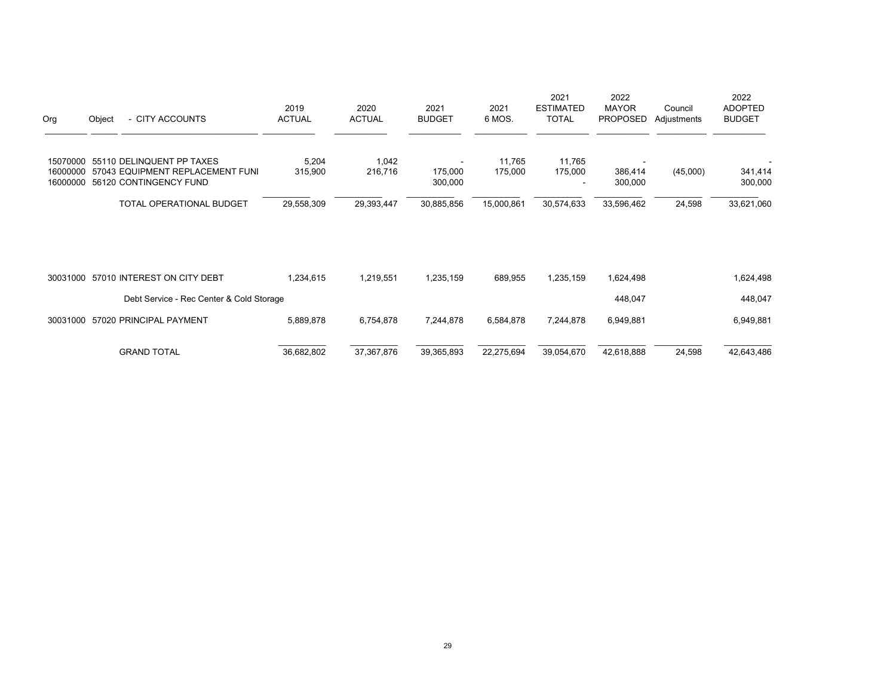| Org | Object | - CITY ACCOUNTS | 2019 ACTUAL | 2020 ACTUAL | 2021 BUDGET | 2021 6 MOS. | 2021 ESTIMATED TOTAL | 2022 MAYOR PROPOSED | Council Adjustments | 2022 ADOPTED BUDGET |
|---|---|---|---|---|---|---|---|---|---|---|
| 15070000 | 55110 | DELINQUENT PP TAXES | 5,204 | 1,042 | - | 11,765 | 11,765 | - | | - |
| 16000000 | 57043 | EQUIPMENT REPLACEMENT FUNI | 315,900 | 216,716 | 175,000 | 175,000 | 175,000 | 386,414 | (45,000) | 341,414 |
| 16000000 | 56120 | CONTINGENCY FUND | | | 300,000 | | - | 300,000 | | 300,000 |
| | | TOTAL OPERATIONAL BUDGET | 29,558,309 | 29,393,447 | 30,885,856 | 15,000,861 | 30,574,633 | 33,596,462 | 24,598 | 33,621,060 |
| 30031000 | 57010 | INTEREST ON CITY DEBT | 1,234,615 | 1,219,551 | 1,235,159 | 689,955 | 1,235,159 | 1,624,498 | | 1,624,498 |
| | | Debt Service - Rec Center & Cold Storage | | | | | | 448,047 | | 448,047 |
| 30031000 | 57020 | PRINCIPAL PAYMENT | 5,889,878 | 6,754,878 | 7,244,878 | 6,584,878 | 7,244,878 | 6,949,881 | | 6,949,881 |
| | | GRAND TOTAL | 36,682,802 | 37,367,876 | 39,365,893 | 22,275,694 | 39,054,670 | 42,618,888 | 24,598 | 42,643,486 |